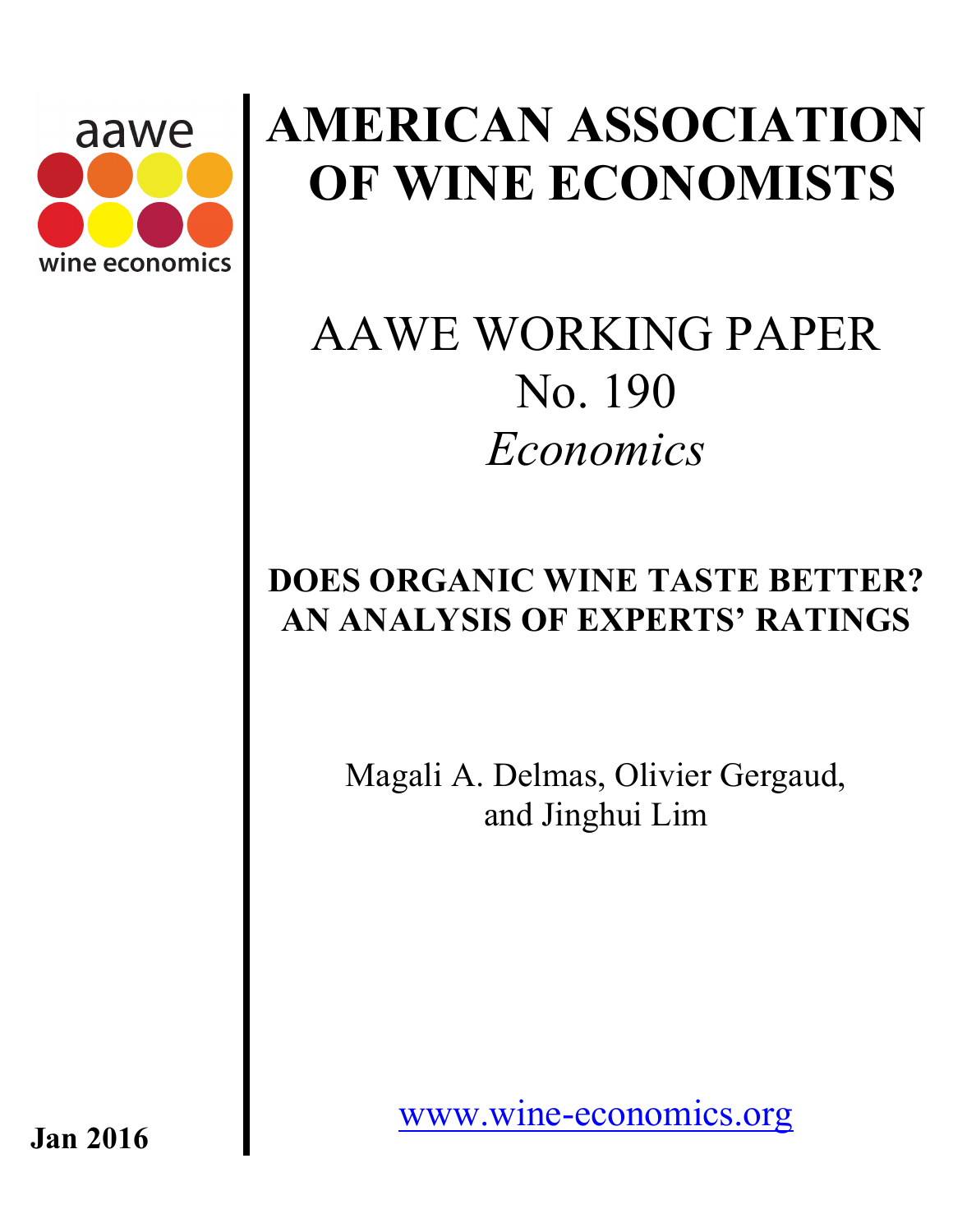aawe

wine economics

# AMERICAN ASSOCIATION OF WINE ECONOMISTS

## AAWE WORKING PAPER
## No. 190
## *Economics*

**DOES ORGANIC WINE TASTE BETTER? AN ANALYSIS OF EXPERTS' RATINGS**

Magali A. Delmas, Olivier Gergaud, and Jinghui Lim

**Jan 2016**

www.wine-economics.org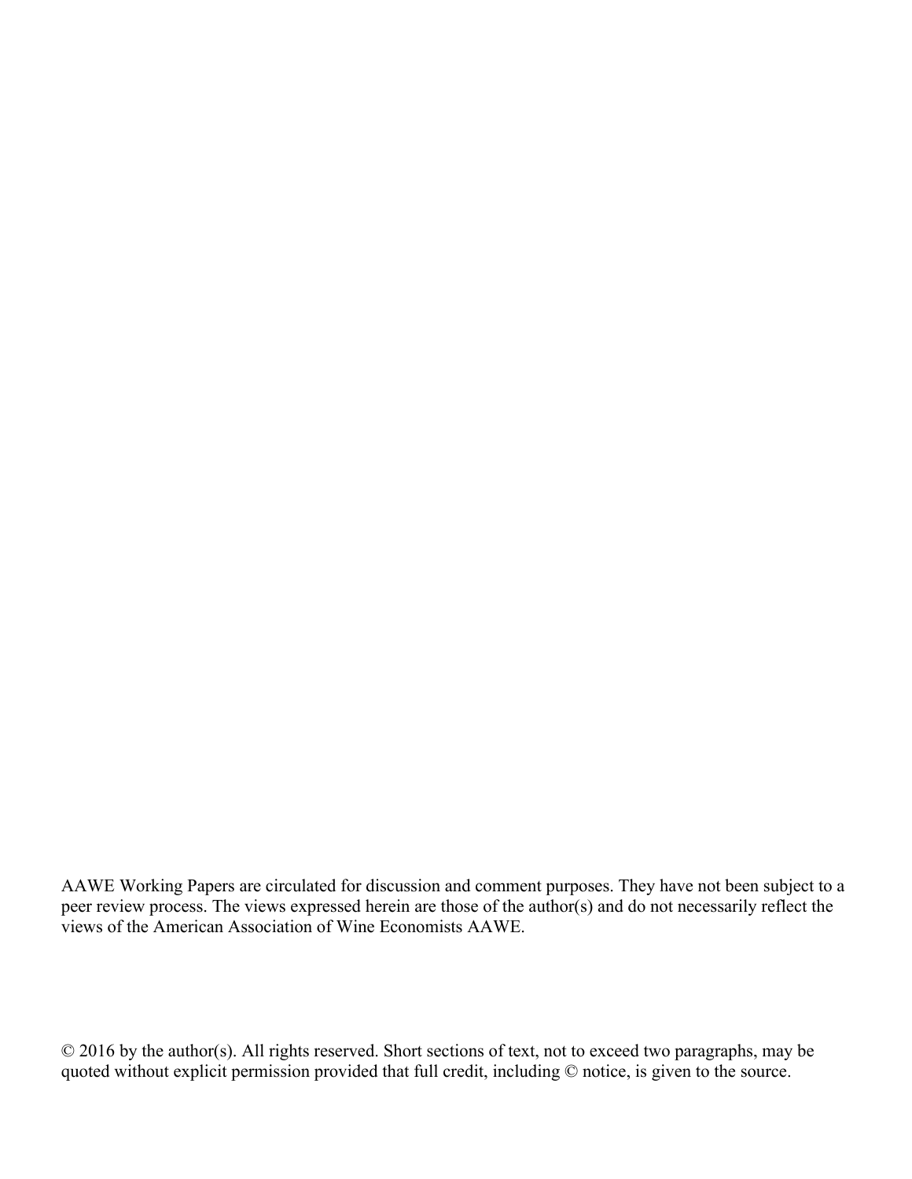AAWE Working Papers are circulated for discussion and comment purposes. They have not been subject to a peer review process. The views expressed herein are those of the author(s) and do not necessarily reflect the views of the American Association of Wine Economists AAWE.

© 2016 by the author(s). All rights reserved. Short sections of text, not to exceed two paragraphs, may be quoted without explicit permission provided that full credit, including © notice, is given to the source.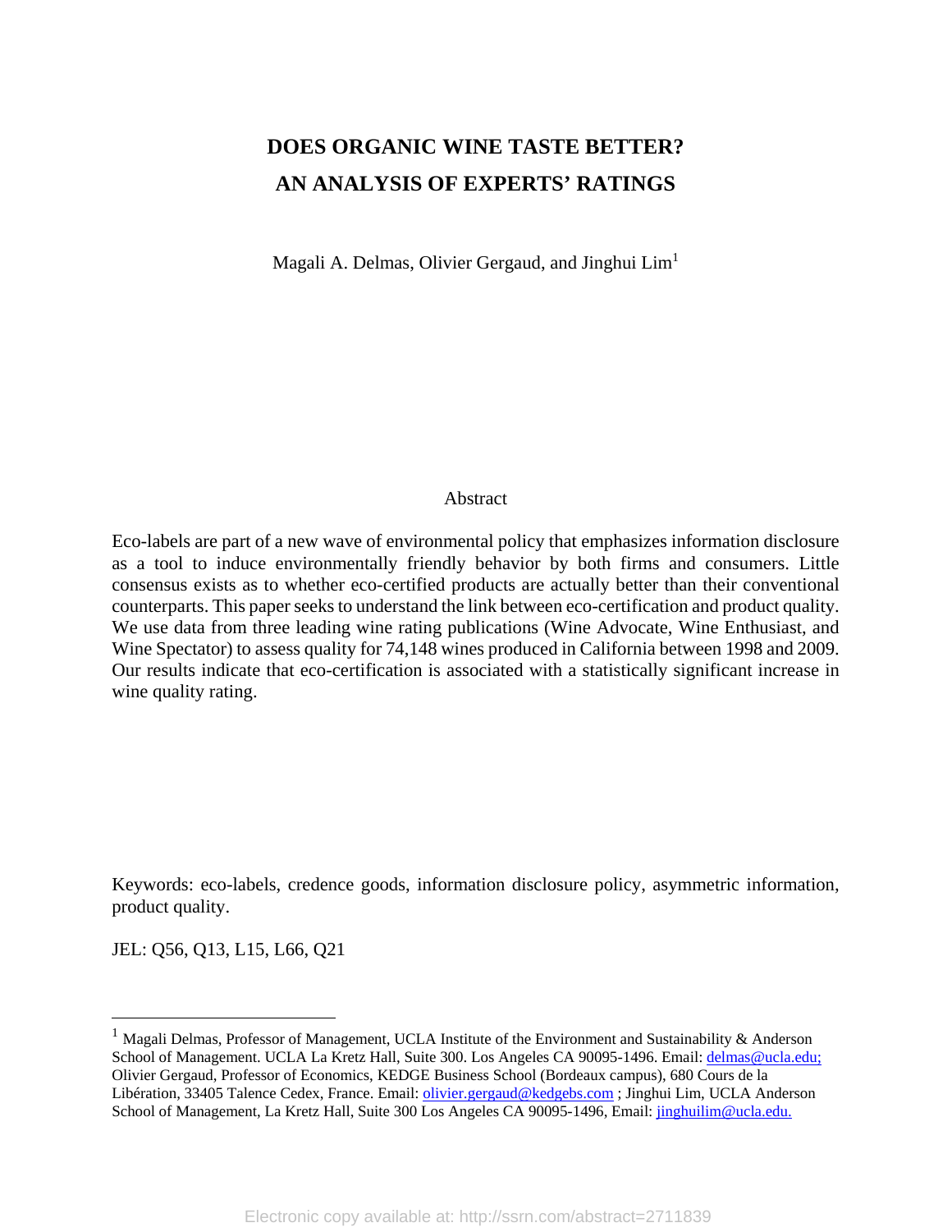# DOES ORGANIC WINE TASTE BETTER? AN ANALYSIS OF EXPERTS' RATINGS

Magali A. Delmas, Olivier Gergaud, and Jinghui Lim[1]

Abstract

Eco-labels are part of a new wave of environmental policy that emphasizes information disclosure as a tool to induce environmentally friendly behavior by both firms and consumers. Little consensus exists as to whether eco-certified products are actually better than their conventional counterparts. This paper seeks to understand the link between eco-certification and product quality. We use data from three leading wine rating publications (Wine Advocate, Wine Enthusiast, and Wine Spectator) to assess quality for 74,148 wines produced in California between 1998 and 2009. Our results indicate that eco-certification is associated with a statistically significant increase in wine quality rating.

Keywords: eco-labels, credence goods, information disclosure policy, asymmetric information, product quality.

JEL: Q56, Q13, L15, L66, Q21

---

[1] Magali Delmas, Professor of Management, UCLA Institute of the Environment and Sustainability & Anderson School of Management. UCLA La Kretz Hall, Suite 300. Los Angeles CA 90095-1496. Email: delmas@ucla.edu; Olivier Gergaud, Professor of Economics, KEDGE Business School (Bordeaux campus), 680 Cours de la Libération, 33405 Talence Cedex, France. Email: olivier.gergaud@kedgebs.com ; Jinghui Lim, UCLA Anderson School of Management, La Kretz Hall, Suite 300 Los Angeles CA 90095-1496, Email: jinghuilim@ucla.edu.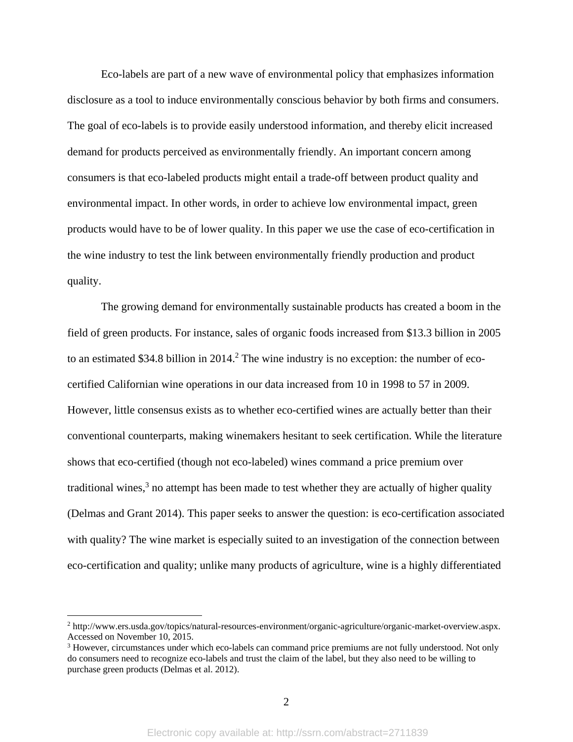Eco-labels are part of a new wave of environmental policy that emphasizes information disclosure as a tool to induce environmentally conscious behavior by both firms and consumers. The goal of eco-labels is to provide easily understood information, and thereby elicit increased demand for products perceived as environmentally friendly. An important concern among consumers is that eco-labeled products might entail a trade-off between product quality and environmental impact. In other words, in order to achieve low environmental impact, green products would have to be of lower quality. In this paper we use the case of eco-certification in the wine industry to test the link between environmentally friendly production and product quality.

The growing demand for environmentally sustainable products has created a boom in the field of green products. For instance, sales of organic foods increased from $13.3 billion in 2005 to an estimated $34.8 billion in 2014.[2] The wine industry is no exception: the number of eco-certified Californian wine operations in our data increased from 10 in 1998 to 57 in 2009. However, little consensus exists as to whether eco-certified wines are actually better than their conventional counterparts, making winemakers hesitant to seek certification. While the literature shows that eco-certified (though not eco-labeled) wines command a price premium over traditional wines,[3] no attempt has been made to test whether they are actually of higher quality (Delmas and Grant 2014). This paper seeks to answer the question: is eco-certification associated with quality? The wine market is especially suited to an investigation of the connection between eco-certification and quality; unlike many products of agriculture, wine is a highly differentiated

---

[2] http://www.ers.usda.gov/topics/natural-resources-environment/organic-agriculture/organic-market-overview.aspx. Accessed on November 10, 2015.

[3] However, circumstances under which eco-labels can command price premiums are not fully understood. Not only do consumers need to recognize eco-labels and trust the claim of the label, but they also need to be willing to purchase green products (Delmas et al. 2012).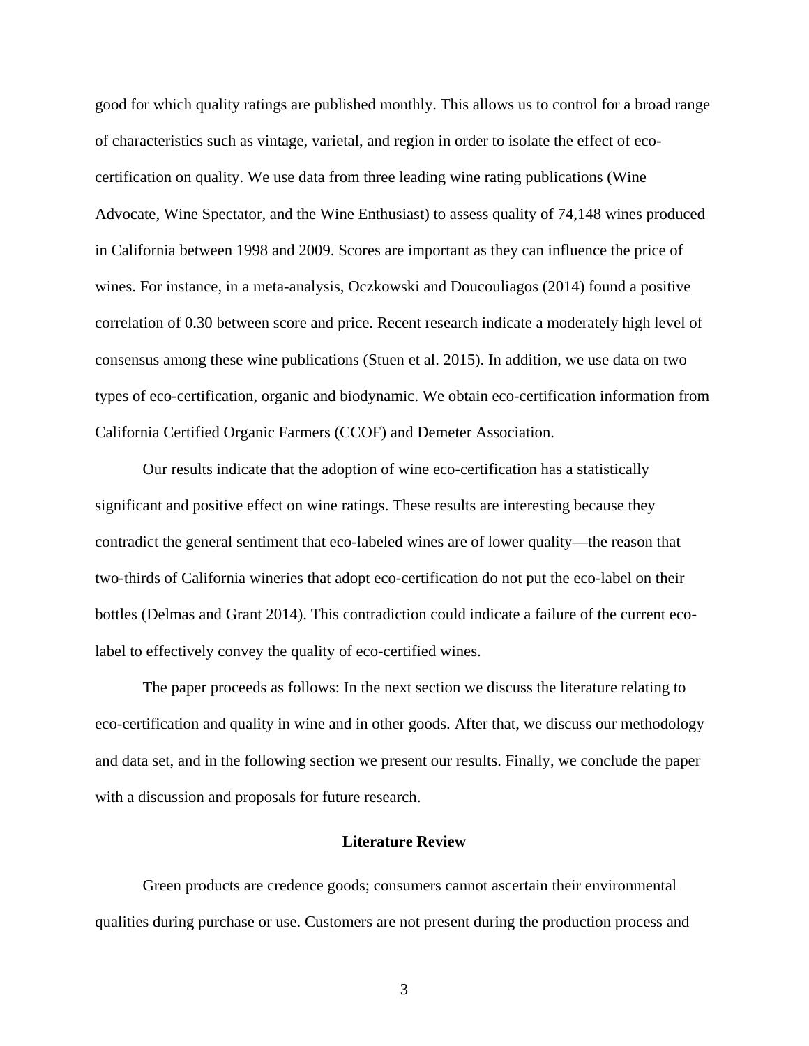good for which quality ratings are published monthly. This allows us to control for a broad range of characteristics such as vintage, varietal, and region in order to isolate the effect of eco-certification on quality. We use data from three leading wine rating publications (Wine Advocate, Wine Spectator, and the Wine Enthusiast) to assess quality of 74,148 wines produced in California between 1998 and 2009. Scores are important as they can influence the price of wines. For instance, in a meta-analysis, Oczkowski and Doucouliagos (2014) found a positive correlation of 0.30 between score and price. Recent research indicate a moderately high level of consensus among these wine publications (Stuen et al. 2015). In addition, we use data on two types of eco-certification, organic and biodynamic. We obtain eco-certification information from California Certified Organic Farmers (CCOF) and Demeter Association.

Our results indicate that the adoption of wine eco-certification has a statistically significant and positive effect on wine ratings. These results are interesting because they contradict the general sentiment that eco-labeled wines are of lower quality—the reason that two-thirds of California wineries that adopt eco-certification do not put the eco-label on their bottles (Delmas and Grant 2014). This contradiction could indicate a failure of the current eco-label to effectively convey the quality of eco-certified wines.

The paper proceeds as follows: In the next section we discuss the literature relating to eco-certification and quality in wine and in other goods. After that, we discuss our methodology and data set, and in the following section we present our results. Finally, we conclude the paper with a discussion and proposals for future research.

## Literature Review

Green products are credence goods; consumers cannot ascertain their environmental qualities during purchase or use. Customers are not present during the production process and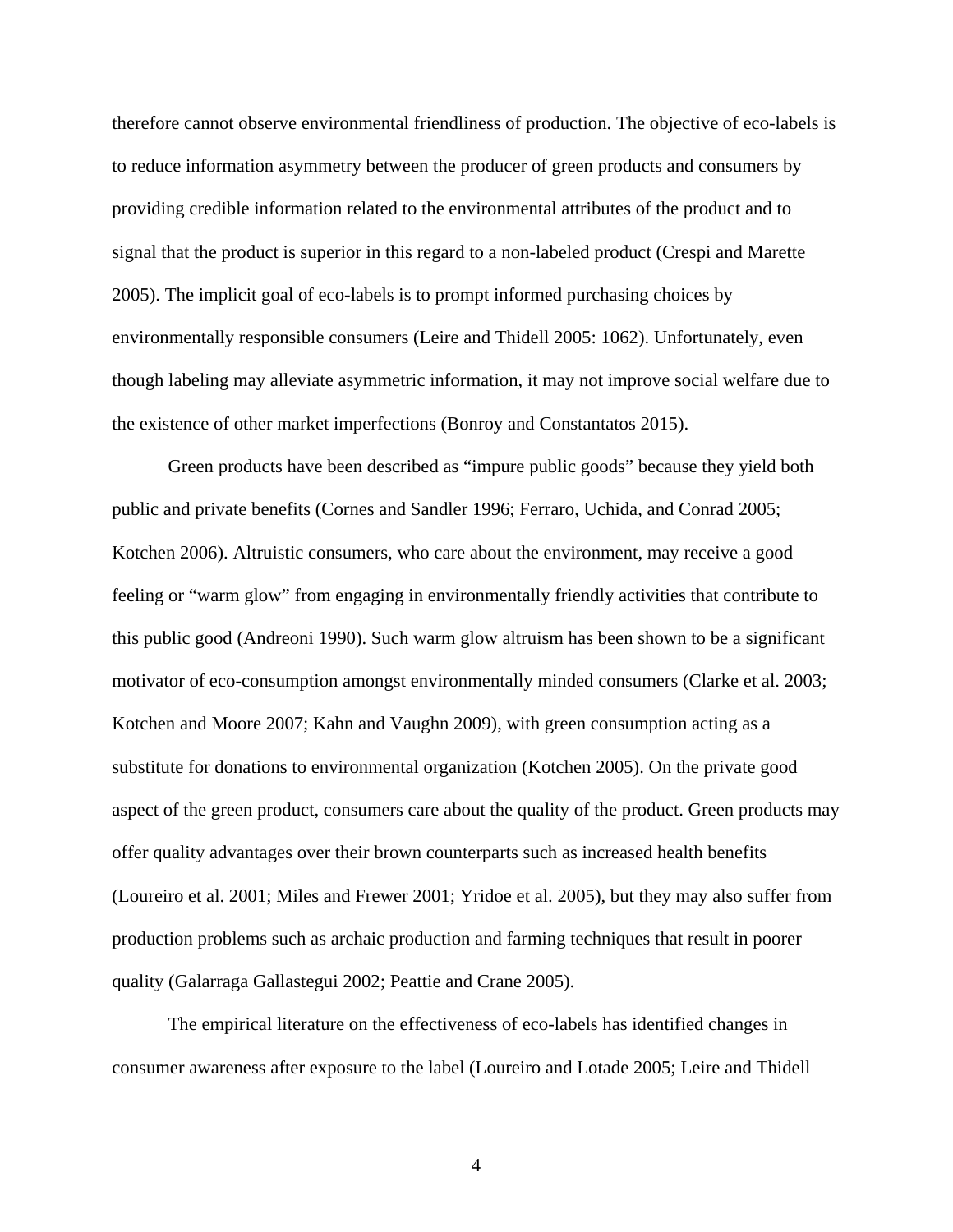therefore cannot observe environmental friendliness of production. The objective of eco-labels is to reduce information asymmetry between the producer of green products and consumers by providing credible information related to the environmental attributes of the product and to signal that the product is superior in this regard to a non-labeled product (Crespi and Marette 2005). The implicit goal of eco-labels is to prompt informed purchasing choices by environmentally responsible consumers (Leire and Thidell 2005: 1062). Unfortunately, even though labeling may alleviate asymmetric information, it may not improve social welfare due to the existence of other market imperfections (Bonroy and Constantatos 2015).

Green products have been described as "impure public goods" because they yield both public and private benefits (Cornes and Sandler 1996; Ferraro, Uchida, and Conrad 2005; Kotchen 2006). Altruistic consumers, who care about the environment, may receive a good feeling or "warm glow" from engaging in environmentally friendly activities that contribute to this public good (Andreoni 1990). Such warm glow altruism has been shown to be a significant motivator of eco-consumption amongst environmentally minded consumers (Clarke et al. 2003; Kotchen and Moore 2007; Kahn and Vaughn 2009), with green consumption acting as a substitute for donations to environmental organization (Kotchen 2005). On the private good aspect of the green product, consumers care about the quality of the product. Green products may offer quality advantages over their brown counterparts such as increased health benefits (Loureiro et al. 2001; Miles and Frewer 2001; Yridoe et al. 2005), but they may also suffer from production problems such as archaic production and farming techniques that result in poorer quality (Galarraga Gallastegui 2002; Peattie and Crane 2005).

The empirical literature on the effectiveness of eco-labels has identified changes in consumer awareness after exposure to the label (Loureiro and Lotade 2005; Leire and Thidell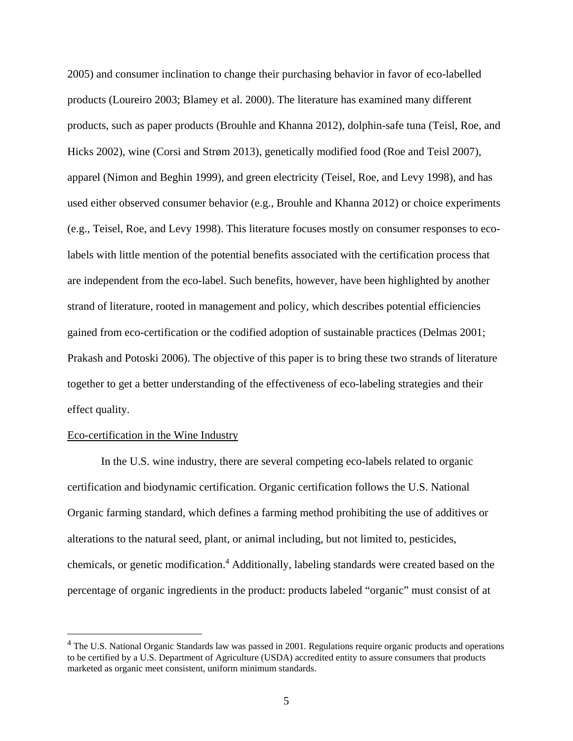2005) and consumer inclination to change their purchasing behavior in favor of eco-labelled products (Loureiro 2003; Blamey et al. 2000). The literature has examined many different products, such as paper products (Brouhle and Khanna 2012), dolphin-safe tuna (Teisl, Roe, and Hicks 2002), wine (Corsi and Strøm 2013), genetically modified food (Roe and Teisl 2007), apparel (Nimon and Beghin 1999), and green electricity (Teisel, Roe, and Levy 1998), and has used either observed consumer behavior (e.g., Brouhle and Khanna 2012) or choice experiments (e.g., Teisel, Roe, and Levy 1998). This literature focuses mostly on consumer responses to eco-labels with little mention of the potential benefits associated with the certification process that are independent from the eco-label. Such benefits, however, have been highlighted by another strand of literature, rooted in management and policy, which describes potential efficiencies gained from eco-certification or the codified adoption of sustainable practices (Delmas 2001; Prakash and Potoski 2006). The objective of this paper is to bring these two strands of literature together to get a better understanding of the effectiveness of eco-labeling strategies and their effect quality.

Eco-certification in the Wine Industry

In the U.S. wine industry, there are several competing eco-labels related to organic certification and biodynamic certification. Organic certification follows the U.S. National Organic farming standard, which defines a farming method prohibiting the use of additives or alterations to the natural seed, plant, or animal including, but not limited to, pesticides, chemicals, or genetic modification.[4] Additionally, labeling standards were created based on the percentage of organic ingredients in the product: products labeled "organic" must consist of at

[4] The U.S. National Organic Standards law was passed in 2001. Regulations require organic products and operations to be certified by a U.S. Department of Agriculture (USDA) accredited entity to assure consumers that products marketed as organic meet consistent, uniform minimum standards.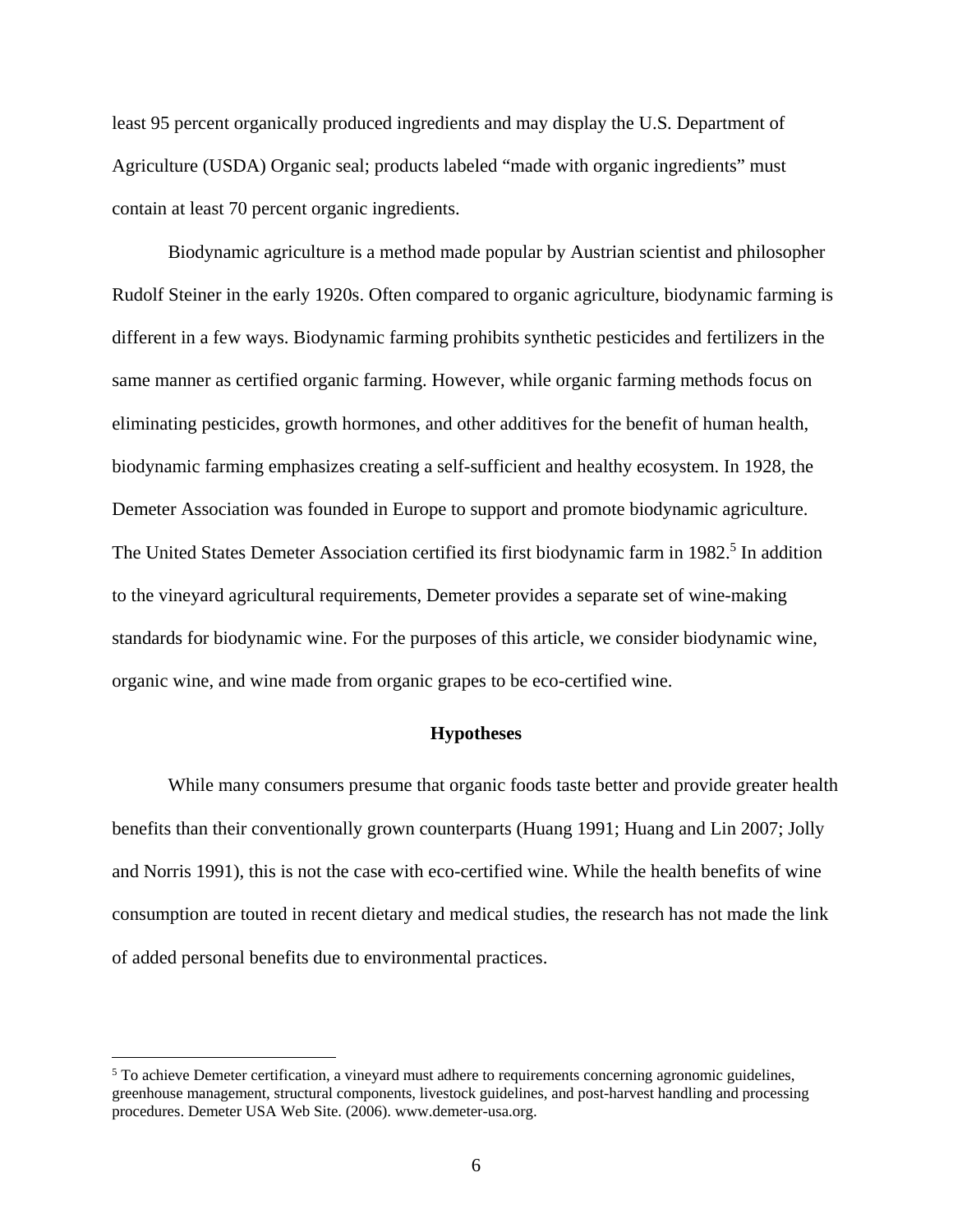least 95 percent organically produced ingredients and may display the U.S. Department of Agriculture (USDA) Organic seal; products labeled "made with organic ingredients" must contain at least 70 percent organic ingredients.

Biodynamic agriculture is a method made popular by Austrian scientist and philosopher Rudolf Steiner in the early 1920s. Often compared to organic agriculture, biodynamic farming is different in a few ways. Biodynamic farming prohibits synthetic pesticides and fertilizers in the same manner as certified organic farming. However, while organic farming methods focus on eliminating pesticides, growth hormones, and other additives for the benefit of human health, biodynamic farming emphasizes creating a self-sufficient and healthy ecosystem. In 1928, the Demeter Association was founded in Europe to support and promote biodynamic agriculture. The United States Demeter Association certified its first biodynamic farm in 1982.[5] In addition to the vineyard agricultural requirements, Demeter provides a separate set of wine-making standards for biodynamic wine. For the purposes of this article, we consider biodynamic wine, organic wine, and wine made from organic grapes to be eco-certified wine.

## Hypotheses

While many consumers presume that organic foods taste better and provide greater health benefits than their conventionally grown counterparts (Huang 1991; Huang and Lin 2007; Jolly and Norris 1991), this is not the case with eco-certified wine. While the health benefits of wine consumption are touted in recent dietary and medical studies, the research has not made the link of added personal benefits due to environmental practices.

---

[5] To achieve Demeter certification, a vineyard must adhere to requirements concerning agronomic guidelines, greenhouse management, structural components, livestock guidelines, and post-harvest handling and processing procedures. Demeter USA Web Site. (2006). www.demeter-usa.org.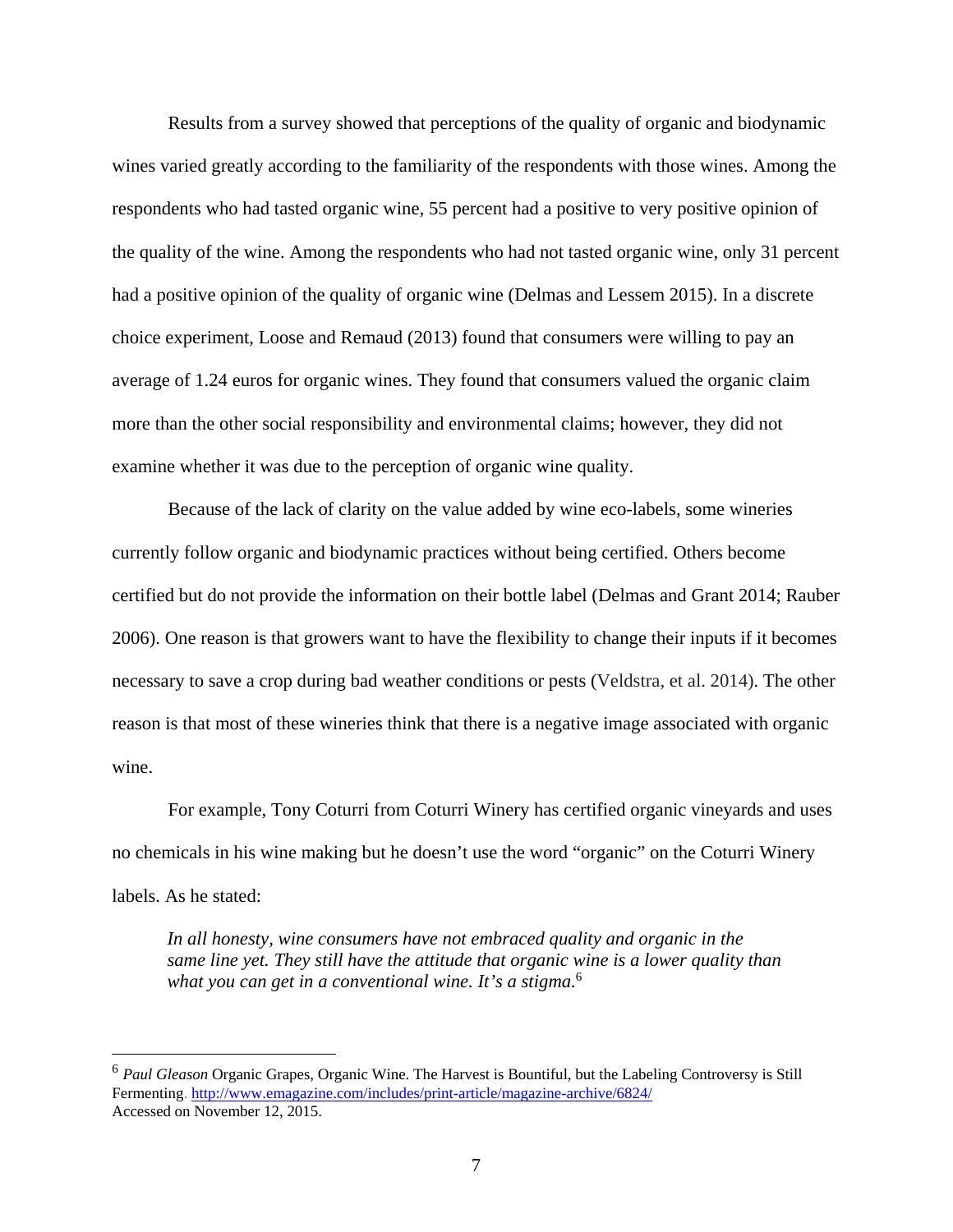Results from a survey showed that perceptions of the quality of organic and biodynamic wines varied greatly according to the familiarity of the respondents with those wines. Among the respondents who had tasted organic wine, 55 percent had a positive to very positive opinion of the quality of the wine. Among the respondents who had not tasted organic wine, only 31 percent had a positive opinion of the quality of organic wine (Delmas and Lessem 2015). In a discrete choice experiment, Loose and Remaud (2013) found that consumers were willing to pay an average of 1.24 euros for organic wines. They found that consumers valued the organic claim more than the other social responsibility and environmental claims; however, they did not examine whether it was due to the perception of organic wine quality.

Because of the lack of clarity on the value added by wine eco-labels, some wineries currently follow organic and biodynamic practices without being certified. Others become certified but do not provide the information on their bottle label (Delmas and Grant 2014; Rauber 2006). One reason is that growers want to have the flexibility to change their inputs if it becomes necessary to save a crop during bad weather conditions or pests (Veldstra, et al. 2014). The other reason is that most of these wineries think that there is a negative image associated with organic wine.

For example, Tony Coturri from Coturri Winery has certified organic vineyards and uses no chemicals in his wine making but he doesn't use the word "organic" on the Coturri Winery labels. As he stated:

> *In all honesty, wine consumers have not embraced quality and organic in the same line yet. They still have the attitude that organic wine is a lower quality than what you can get in a conventional wine. It's a stigma.*[6]

---

[6] *Paul Gleason* Organic Grapes, Organic Wine. The Harvest is Bountiful, but the Labeling Controversy is Still Fermenting. http://www.emagazine.com/includes/print-article/magazine-archive/6824/ Accessed on November 12, 2015.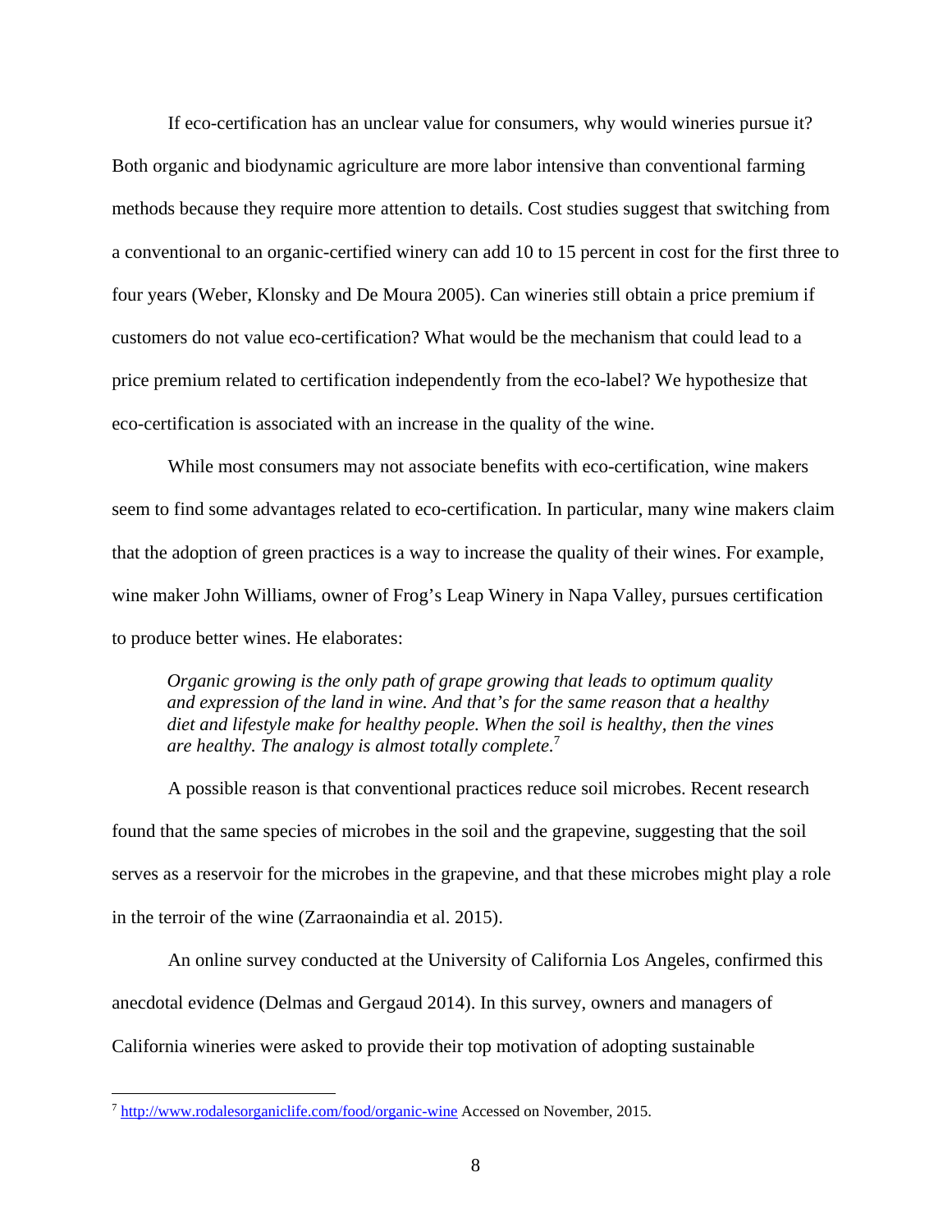If eco-certification has an unclear value for consumers, why would wineries pursue it? Both organic and biodynamic agriculture are more labor intensive than conventional farming methods because they require more attention to details. Cost studies suggest that switching from a conventional to an organic-certified winery can add 10 to 15 percent in cost for the first three to four years (Weber, Klonsky and De Moura 2005). Can wineries still obtain a price premium if customers do not value eco-certification? What would be the mechanism that could lead to a price premium related to certification independently from the eco-label? We hypothesize that eco-certification is associated with an increase in the quality of the wine.

While most consumers may not associate benefits with eco-certification, wine makers seem to find some advantages related to eco-certification. In particular, many wine makers claim that the adoption of green practices is a way to increase the quality of their wines. For example, wine maker John Williams, owner of Frog's Leap Winery in Napa Valley, pursues certification to produce better wines. He elaborates:

> *Organic growing is the only path of grape growing that leads to optimum quality and expression of the land in wine. And that's for the same reason that a healthy diet and lifestyle make for healthy people. When the soil is healthy, then the vines are healthy. The analogy is almost totally complete.*[7]

A possible reason is that conventional practices reduce soil microbes. Recent research found that the same species of microbes in the soil and the grapevine, suggesting that the soil serves as a reservoir for the microbes in the grapevine, and that these microbes might play a role in the terroir of the wine (Zarraonaindia et al. 2015).

An online survey conducted at the University of California Los Angeles, confirmed this anecdotal evidence (Delmas and Gergaud 2014). In this survey, owners and managers of California wineries were asked to provide their top motivation of adopting sustainable

---

[7] http://www.rodalesorganiclife.com/food/organic-wine Accessed on November, 2015.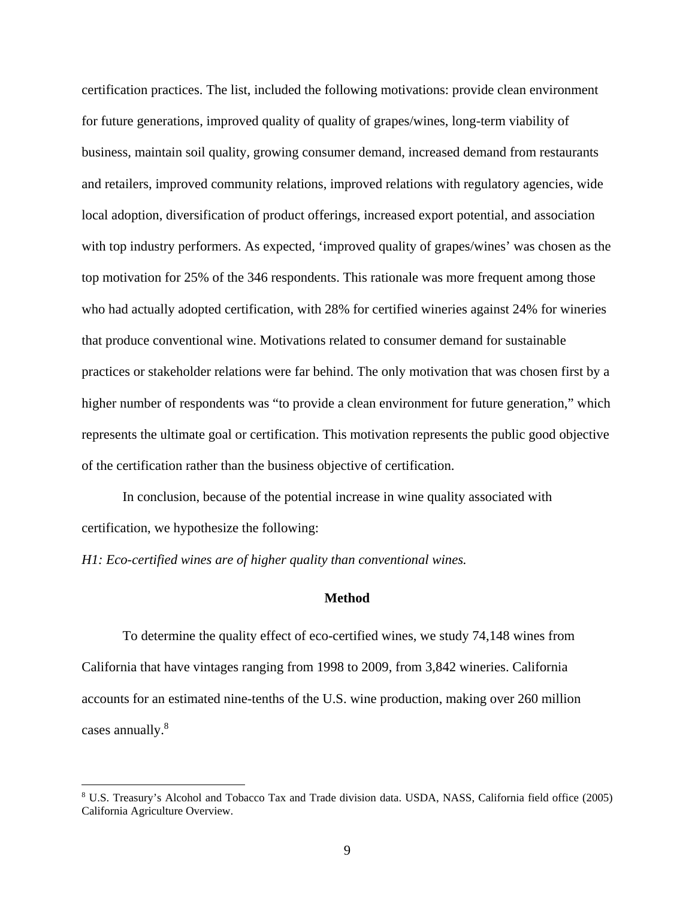certification practices. The list, included the following motivations: provide clean environment for future generations, improved quality of quality of grapes/wines, long-term viability of business, maintain soil quality, growing consumer demand, increased demand from restaurants and retailers, improved community relations, improved relations with regulatory agencies, wide local adoption, diversification of product offerings, increased export potential, and association with top industry performers. As expected, 'improved quality of grapes/wines' was chosen as the top motivation for 25% of the 346 respondents. This rationale was more frequent among those who had actually adopted certification, with 28% for certified wineries against 24% for wineries that produce conventional wine. Motivations related to consumer demand for sustainable practices or stakeholder relations were far behind. The only motivation that was chosen first by a higher number of respondents was "to provide a clean environment for future generation," which represents the ultimate goal or certification. This motivation represents the public good objective of the certification rather than the business objective of certification.

In conclusion, because of the potential increase in wine quality associated with certification, we hypothesize the following:

*H1: Eco-certified wines are of higher quality than conventional wines.*

## Method

To determine the quality effect of eco-certified wines, we study 74,148 wines from California that have vintages ranging from 1998 to 2009, from 3,842 wineries. California accounts for an estimated nine-tenths of the U.S. wine production, making over 260 million cases annually.[8]

[8] U.S. Treasury's Alcohol and Tobacco Tax and Trade division data. USDA, NASS, California field office (2005) California Agriculture Overview.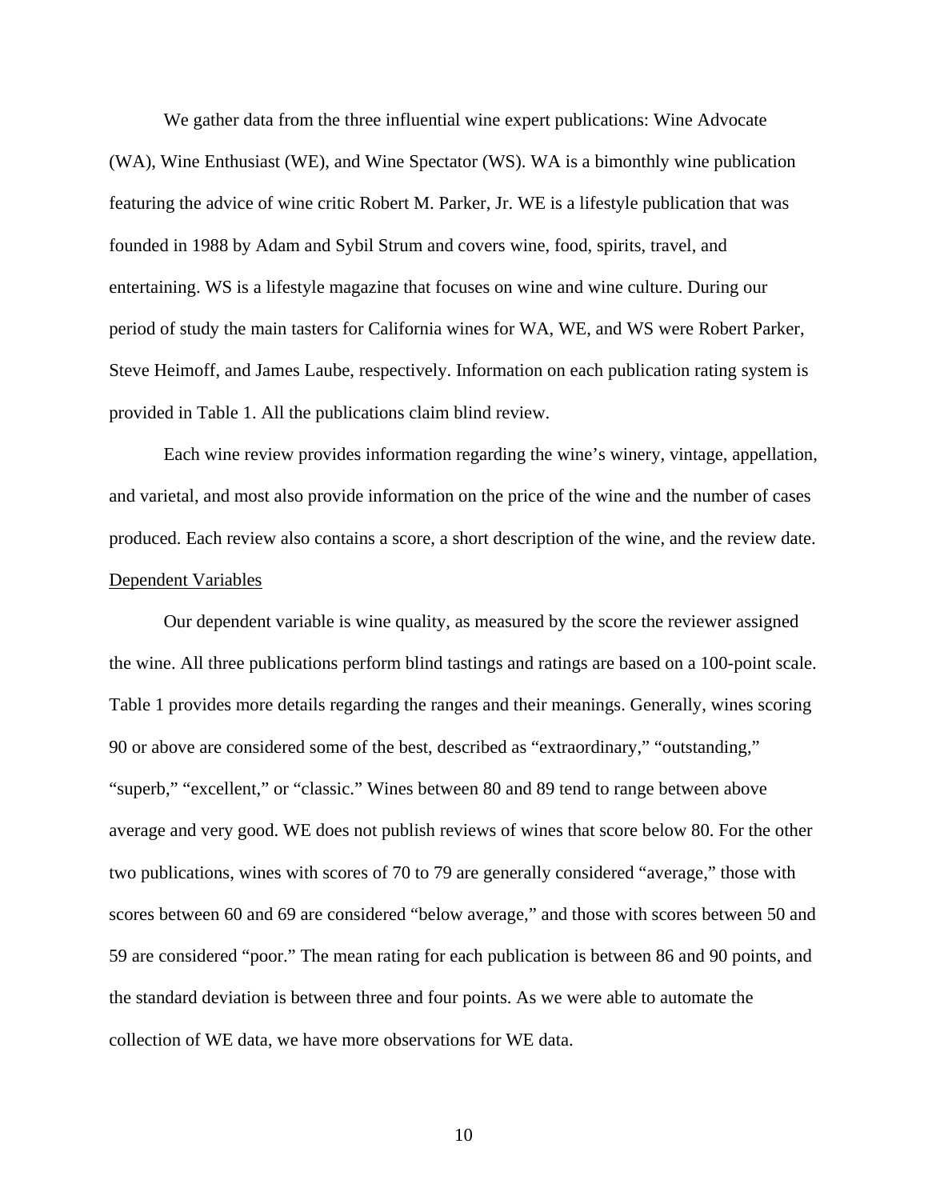We gather data from the three influential wine expert publications: Wine Advocate (WA), Wine Enthusiast (WE), and Wine Spectator (WS). WA is a bimonthly wine publication featuring the advice of wine critic Robert M. Parker, Jr. WE is a lifestyle publication that was founded in 1988 by Adam and Sybil Strum and covers wine, food, spirits, travel, and entertaining. WS is a lifestyle magazine that focuses on wine and wine culture. During our period of study the main tasters for California wines for WA, WE, and WS were Robert Parker, Steve Heimoff, and James Laube, respectively. Information on each publication rating system is provided in Table 1. All the publications claim blind review.

Each wine review provides information regarding the wine's winery, vintage, appellation, and varietal, and most also provide information on the price of the wine and the number of cases produced. Each review also contains a score, a short description of the wine, and the review date.

<u>Dependent Variables</u>

Our dependent variable is wine quality, as measured by the score the reviewer assigned the wine. All three publications perform blind tastings and ratings are based on a 100-point scale. Table 1 provides more details regarding the ranges and their meanings. Generally, wines scoring 90 or above are considered some of the best, described as "extraordinary," "outstanding," "superb," "excellent," or "classic." Wines between 80 and 89 tend to range between above average and very good. WE does not publish reviews of wines that score below 80. For the other two publications, wines with scores of 70 to 79 are generally considered "average," those with scores between 60 and 69 are considered "below average," and those with scores between 50 and 59 are considered "poor." The mean rating for each publication is between 86 and 90 points, and the standard deviation is between three and four points. As we were able to automate the collection of WE data, we have more observations for WE data.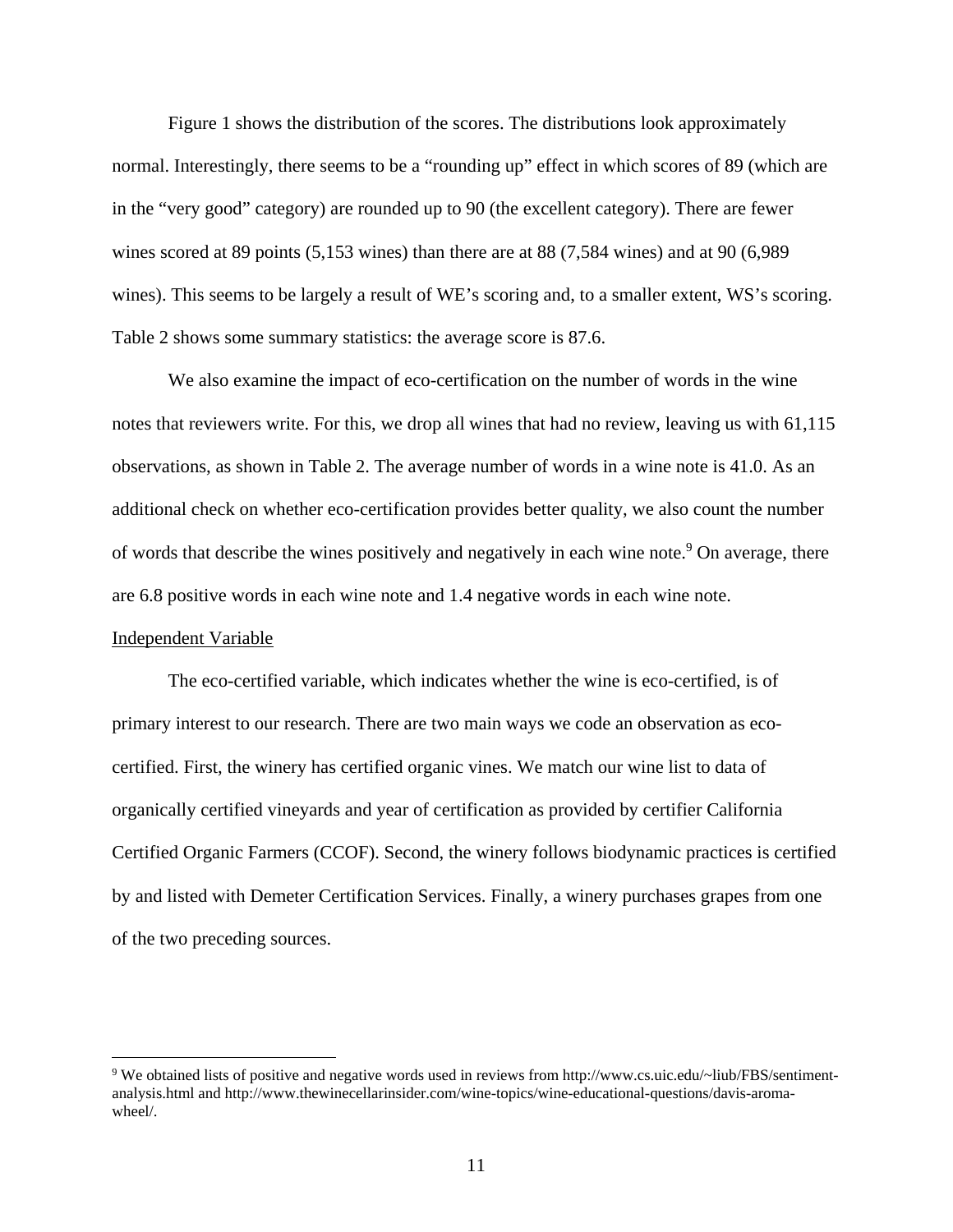Figure 1 shows the distribution of the scores. The distributions look approximately normal. Interestingly, there seems to be a "rounding up" effect in which scores of 89 (which are in the "very good" category) are rounded up to 90 (the excellent category). There are fewer wines scored at 89 points (5,153 wines) than there are at 88 (7,584 wines) and at 90 (6,989 wines). This seems to be largely a result of WE's scoring and, to a smaller extent, WS's scoring. Table 2 shows some summary statistics: the average score is 87.6.

We also examine the impact of eco-certification on the number of words in the wine notes that reviewers write. For this, we drop all wines that had no review, leaving us with 61,115 observations, as shown in Table 2. The average number of words in a wine note is 41.0. As an additional check on whether eco-certification provides better quality, we also count the number of words that describe the wines positively and negatively in each wine note.[9] On average, there are 6.8 positive words in each wine note and 1.4 negative words in each wine note.

<u>Independent Variable</u>

The eco-certified variable, which indicates whether the wine is eco-certified, is of primary interest to our research. There are two main ways we code an observation as eco-certified. First, the winery has certified organic vines. We match our wine list to data of organically certified vineyards and year of certification as provided by certifier California Certified Organic Farmers (CCOF). Second, the winery follows biodynamic practices is certified by and listed with Demeter Certification Services. Finally, a winery purchases grapes from one of the two preceding sources.

---

[9] We obtained lists of positive and negative words used in reviews from http://www.cs.uic.edu/~liub/FBS/sentiment-analysis.html and http://www.thewinecellarinsider.com/wine-topics/wine-educational-questions/davis-aroma-wheel/.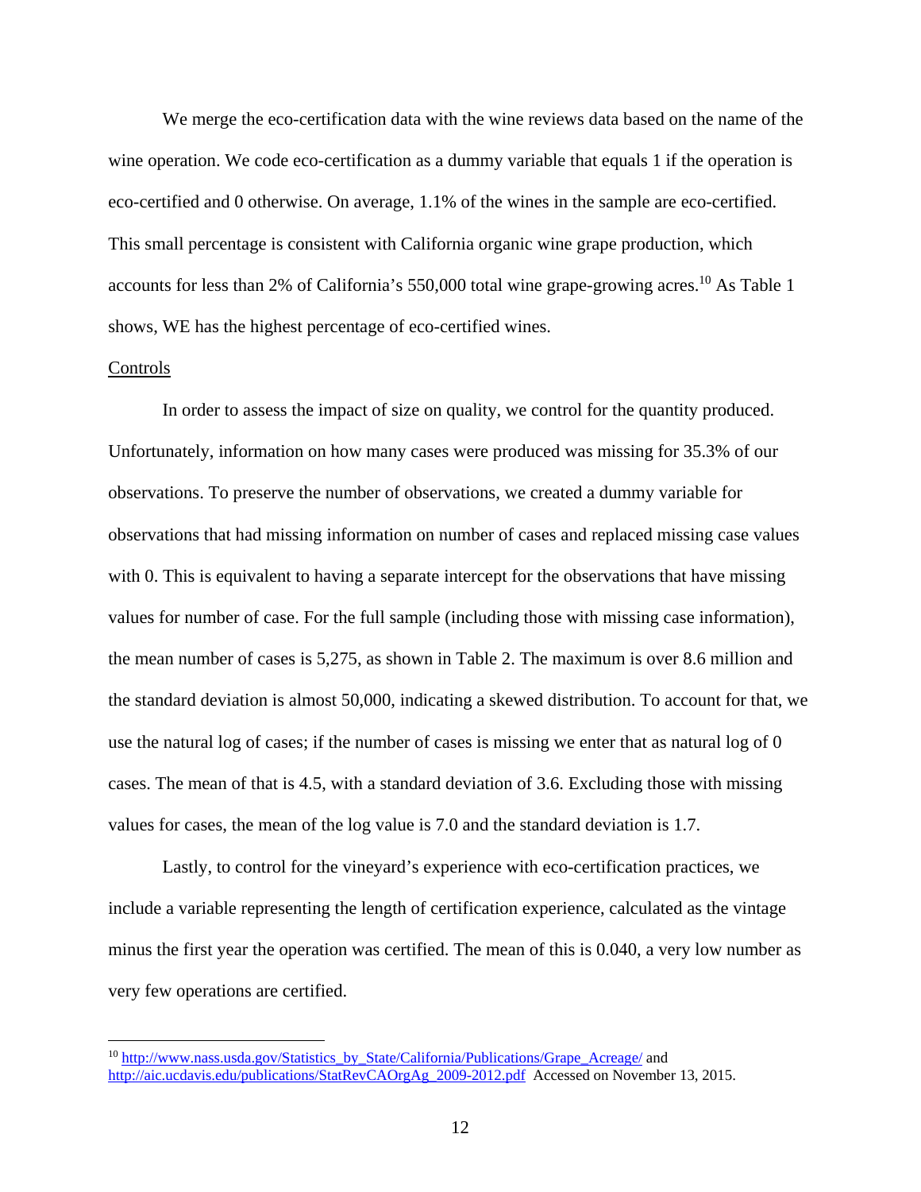We merge the eco-certification data with the wine reviews data based on the name of the wine operation. We code eco-certification as a dummy variable that equals 1 if the operation is eco-certified and 0 otherwise. On average, 1.1% of the wines in the sample are eco-certified. This small percentage is consistent with California organic wine grape production, which accounts for less than 2% of California's 550,000 total wine grape-growing acres.[10] As Table 1 shows, WE has the highest percentage of eco-certified wines.

Controls

In order to assess the impact of size on quality, we control for the quantity produced. Unfortunately, information on how many cases were produced was missing for 35.3% of our observations. To preserve the number of observations, we created a dummy variable for observations that had missing information on number of cases and replaced missing case values with 0. This is equivalent to having a separate intercept for the observations that have missing values for number of case. For the full sample (including those with missing case information), the mean number of cases is 5,275, as shown in Table 2. The maximum is over 8.6 million and the standard deviation is almost 50,000, indicating a skewed distribution. To account for that, we use the natural log of cases; if the number of cases is missing we enter that as natural log of 0 cases. The mean of that is 4.5, with a standard deviation of 3.6. Excluding those with missing values for cases, the mean of the log value is 7.0 and the standard deviation is 1.7.

Lastly, to control for the vineyard's experience with eco-certification practices, we include a variable representing the length of certification experience, calculated as the vintage minus the first year the operation was certified. The mean of this is 0.040, a very low number as very few operations are certified.

[10] http://www.nass.usda.gov/Statistics_by_State/California/Publications/Grape_Acreage/ and http://aic.ucdavis.edu/publications/StatRevCAOrgAg_2009-2012.pdf Accessed on November 13, 2015.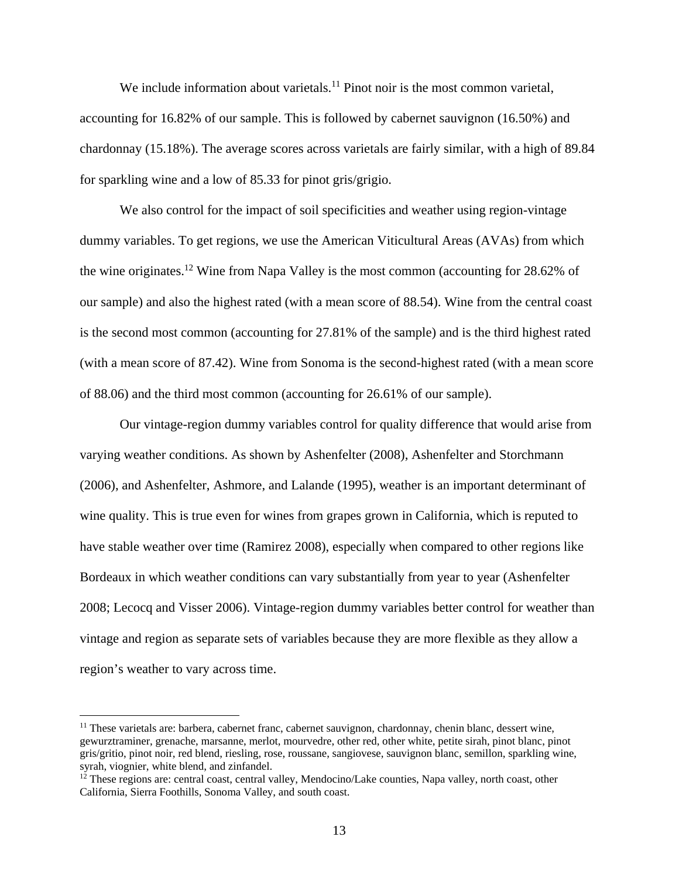We include information about varietals.[11] Pinot noir is the most common varietal, accounting for 16.82% of our sample. This is followed by cabernet sauvignon (16.50%) and chardonnay (15.18%). The average scores across varietals are fairly similar, with a high of 89.84 for sparkling wine and a low of 85.33 for pinot gris/grigio.

We also control for the impact of soil specificities and weather using region-vintage dummy variables. To get regions, we use the American Viticultural Areas (AVAs) from which the wine originates.[12] Wine from Napa Valley is the most common (accounting for 28.62% of our sample) and also the highest rated (with a mean score of 88.54). Wine from the central coast is the second most common (accounting for 27.81% of the sample) and is the third highest rated (with a mean score of 87.42). Wine from Sonoma is the second-highest rated (with a mean score of 88.06) and the third most common (accounting for 26.61% of our sample).

Our vintage-region dummy variables control for quality difference that would arise from varying weather conditions. As shown by Ashenfelter (2008), Ashenfelter and Storchmann (2006), and Ashenfelter, Ashmore, and Lalande (1995), weather is an important determinant of wine quality. This is true even for wines from grapes grown in California, which is reputed to have stable weather over time (Ramirez 2008), especially when compared to other regions like Bordeaux in which weather conditions can vary substantially from year to year (Ashenfelter 2008; Lecocq and Visser 2006). Vintage-region dummy variables better control for weather than vintage and region as separate sets of variables because they are more flexible as they allow a region's weather to vary across time.

---

[11] These varietals are: barbera, cabernet franc, cabernet sauvignon, chardonnay, chenin blanc, dessert wine, gewurztraminer, grenache, marsanne, merlot, mourvedre, other red, other white, petite sirah, pinot blanc, pinot gris/gritio, pinot noir, red blend, riesling, rose, roussane, sangiovese, sauvignon blanc, semillon, sparkling wine, syrah, viognier, white blend, and zinfandel.

[12] These regions are: central coast, central valley, Mendocino/Lake counties, Napa valley, north coast, other California, Sierra Foothills, Sonoma Valley, and south coast.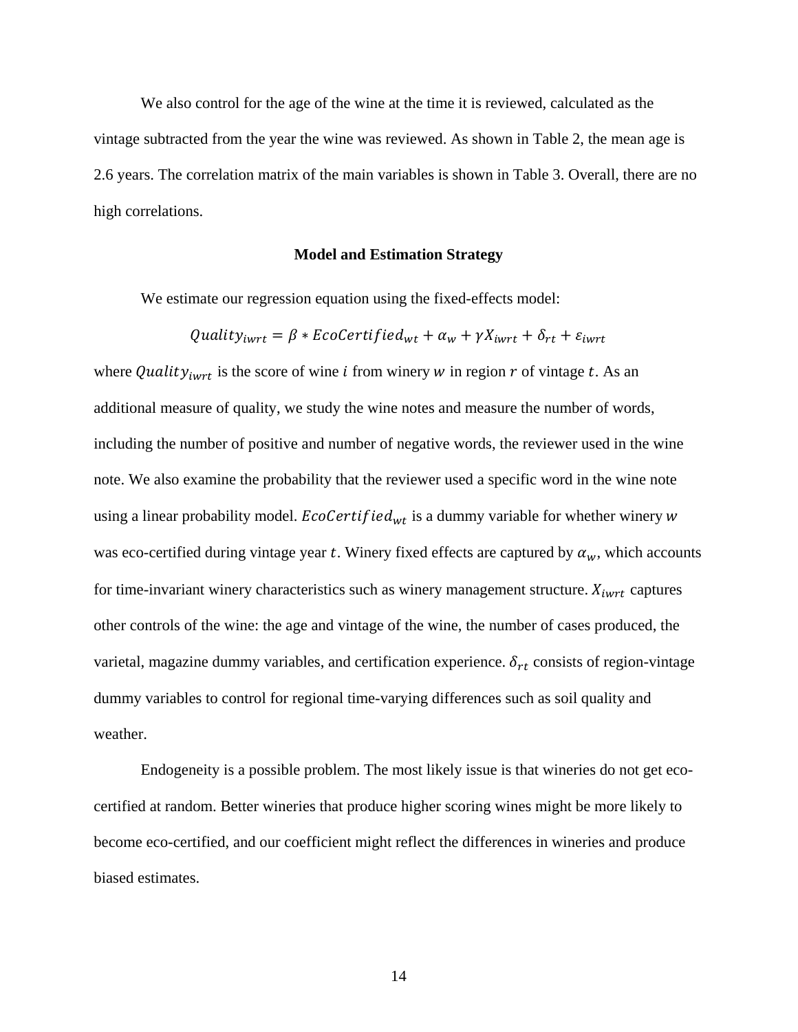We also control for the age of the wine at the time it is reviewed, calculated as the vintage subtracted from the year the wine was reviewed. As shown in Table 2, the mean age is 2.6 years. The correlation matrix of the main variables is shown in Table 3. Overall, there are no high correlations.

## Model and Estimation Strategy

We estimate our regression equation using the fixed-effects model:

$$Quality_{iwrt} = \beta * EcoCertified_{wt} + \alpha_w + \gamma X_{iwrt} + \delta_{rt} + \varepsilon_{iwrt}$$

where $Quality_{iwrt}$ is the score of wine $i$ from winery $w$ in region $r$ of vintage $t$. As an additional measure of quality, we study the wine notes and measure the number of words, including the number of positive and number of negative words, the reviewer used in the wine note. We also examine the probability that the reviewer used a specific word in the wine note using a linear probability model. $EcoCertified_{wt}$ is a dummy variable for whether winery $w$ was eco-certified during vintage year $t$. Winery fixed effects are captured by $\alpha_w$, which accounts for time-invariant winery characteristics such as winery management structure. $X_{iwrt}$ captures other controls of the wine: the age and vintage of the wine, the number of cases produced, the varietal, magazine dummy variables, and certification experience. $\delta_{rt}$ consists of region-vintage dummy variables to control for regional time-varying differences such as soil quality and weather.

Endogeneity is a possible problem. The most likely issue is that wineries do not get eco-certified at random. Better wineries that produce higher scoring wines might be more likely to become eco-certified, and our coefficient might reflect the differences in wineries and produce biased estimates.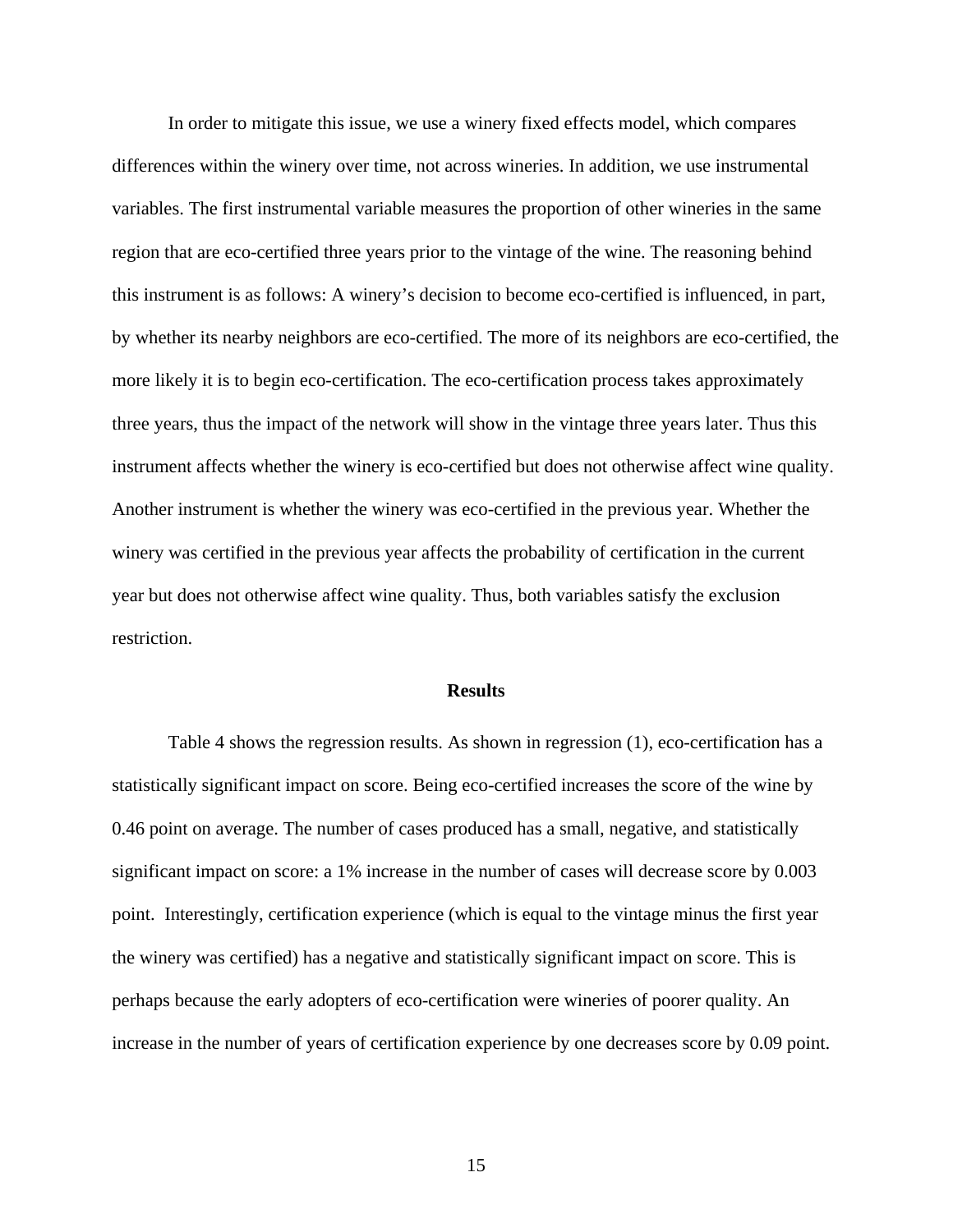In order to mitigate this issue, we use a winery fixed effects model, which compares differences within the winery over time, not across wineries. In addition, we use instrumental variables. The first instrumental variable measures the proportion of other wineries in the same region that are eco-certified three years prior to the vintage of the wine. The reasoning behind this instrument is as follows: A winery's decision to become eco-certified is influenced, in part, by whether its nearby neighbors are eco-certified. The more of its neighbors are eco-certified, the more likely it is to begin eco-certification. The eco-certification process takes approximately three years, thus the impact of the network will show in the vintage three years later. Thus this instrument affects whether the winery is eco-certified but does not otherwise affect wine quality. Another instrument is whether the winery was eco-certified in the previous year. Whether the winery was certified in the previous year affects the probability of certification in the current year but does not otherwise affect wine quality. Thus, both variables satisfy the exclusion restriction.

## Results

Table 4 shows the regression results. As shown in regression (1), eco-certification has a statistically significant impact on score. Being eco-certified increases the score of the wine by 0.46 point on average. The number of cases produced has a small, negative, and statistically significant impact on score: a 1% increase in the number of cases will decrease score by 0.003 point. Interestingly, certification experience (which is equal to the vintage minus the first year the winery was certified) has a negative and statistically significant impact on score. This is perhaps because the early adopters of eco-certification were wineries of poorer quality. An increase in the number of years of certification experience by one decreases score by 0.09 point.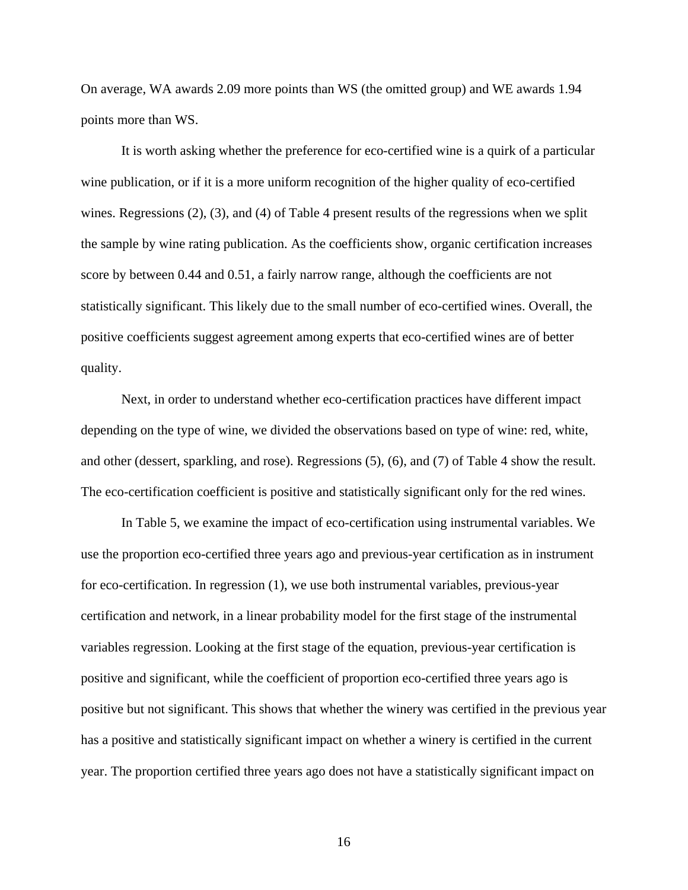On average, WA awards 2.09 more points than WS (the omitted group) and WE awards 1.94 points more than WS.

It is worth asking whether the preference for eco-certified wine is a quirk of a particular wine publication, or if it is a more uniform recognition of the higher quality of eco-certified wines. Regressions (2), (3), and (4) of Table 4 present results of the regressions when we split the sample by wine rating publication. As the coefficients show, organic certification increases score by between 0.44 and 0.51, a fairly narrow range, although the coefficients are not statistically significant. This likely due to the small number of eco-certified wines. Overall, the positive coefficients suggest agreement among experts that eco-certified wines are of better quality.

Next, in order to understand whether eco-certification practices have different impact depending on the type of wine, we divided the observations based on type of wine: red, white, and other (dessert, sparkling, and rose). Regressions (5), (6), and (7) of Table 4 show the result. The eco-certification coefficient is positive and statistically significant only for the red wines.

In Table 5, we examine the impact of eco-certification using instrumental variables. We use the proportion eco-certified three years ago and previous-year certification as in instrument for eco-certification. In regression (1), we use both instrumental variables, previous-year certification and network, in a linear probability model for the first stage of the instrumental variables regression. Looking at the first stage of the equation, previous-year certification is positive and significant, while the coefficient of proportion eco-certified three years ago is positive but not significant. This shows that whether the winery was certified in the previous year has a positive and statistically significant impact on whether a winery is certified in the current year. The proportion certified three years ago does not have a statistically significant impact on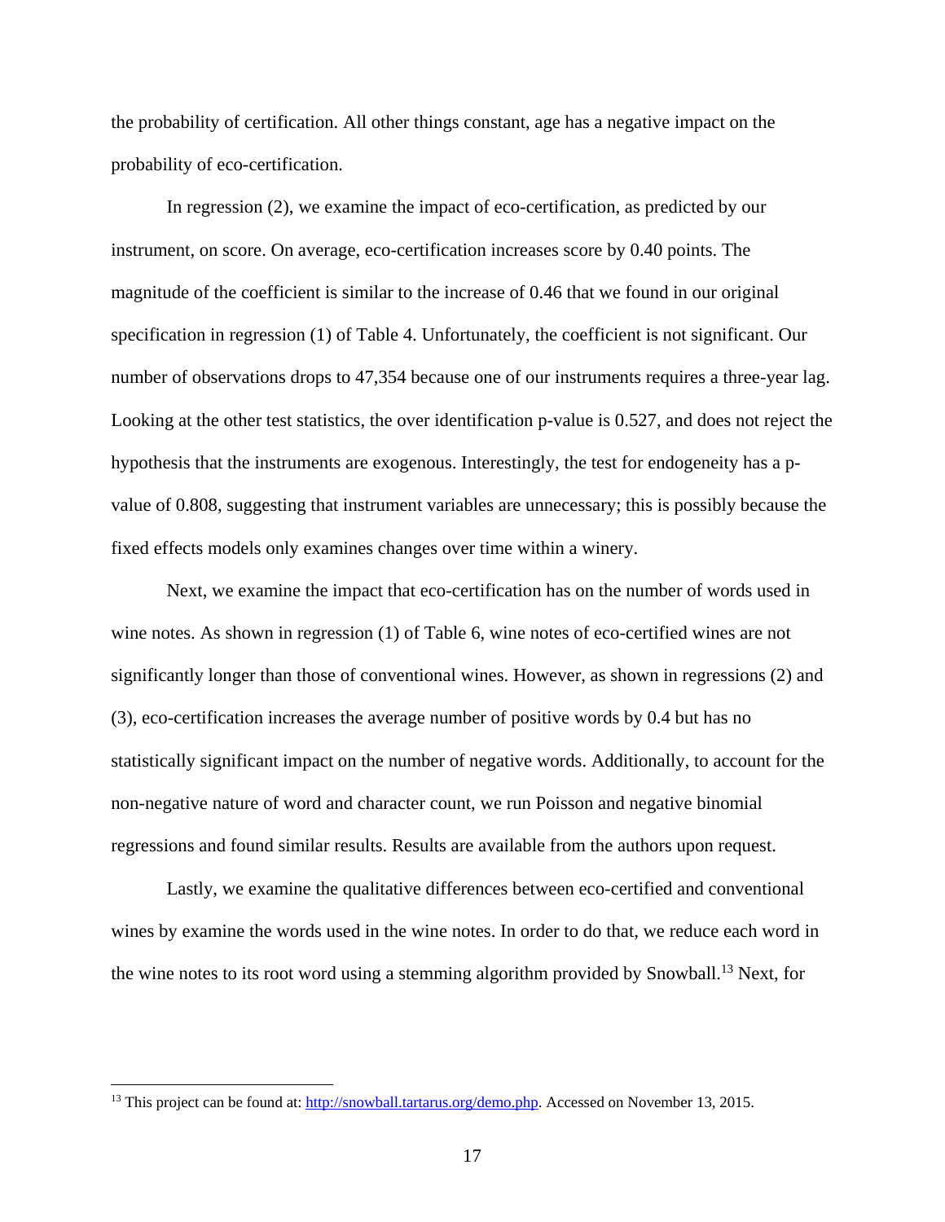the probability of certification. All other things constant, age has a negative impact on the probability of eco-certification.

In regression (2), we examine the impact of eco-certification, as predicted by our instrument, on score. On average, eco-certification increases score by 0.40 points. The magnitude of the coefficient is similar to the increase of 0.46 that we found in our original specification in regression (1) of Table 4. Unfortunately, the coefficient is not significant. Our number of observations drops to 47,354 because one of our instruments requires a three-year lag. Looking at the other test statistics, the over identification p-value is 0.527, and does not reject the hypothesis that the instruments are exogenous. Interestingly, the test for endogeneity has a p-value of 0.808, suggesting that instrument variables are unnecessary; this is possibly because the fixed effects models only examines changes over time within a winery.

Next, we examine the impact that eco-certification has on the number of words used in wine notes. As shown in regression (1) of Table 6, wine notes of eco-certified wines are not significantly longer than those of conventional wines. However, as shown in regressions (2) and (3), eco-certification increases the average number of positive words by 0.4 but has no statistically significant impact on the number of negative words. Additionally, to account for the non-negative nature of word and character count, we run Poisson and negative binomial regressions and found similar results. Results are available from the authors upon request.

Lastly, we examine the qualitative differences between eco-certified and conventional wines by examine the words used in the wine notes. In order to do that, we reduce each word in the wine notes to its root word using a stemming algorithm provided by Snowball.[13] Next, for

[13] This project can be found at: http://snowball.tartarus.org/demo.php. Accessed on November 13, 2015.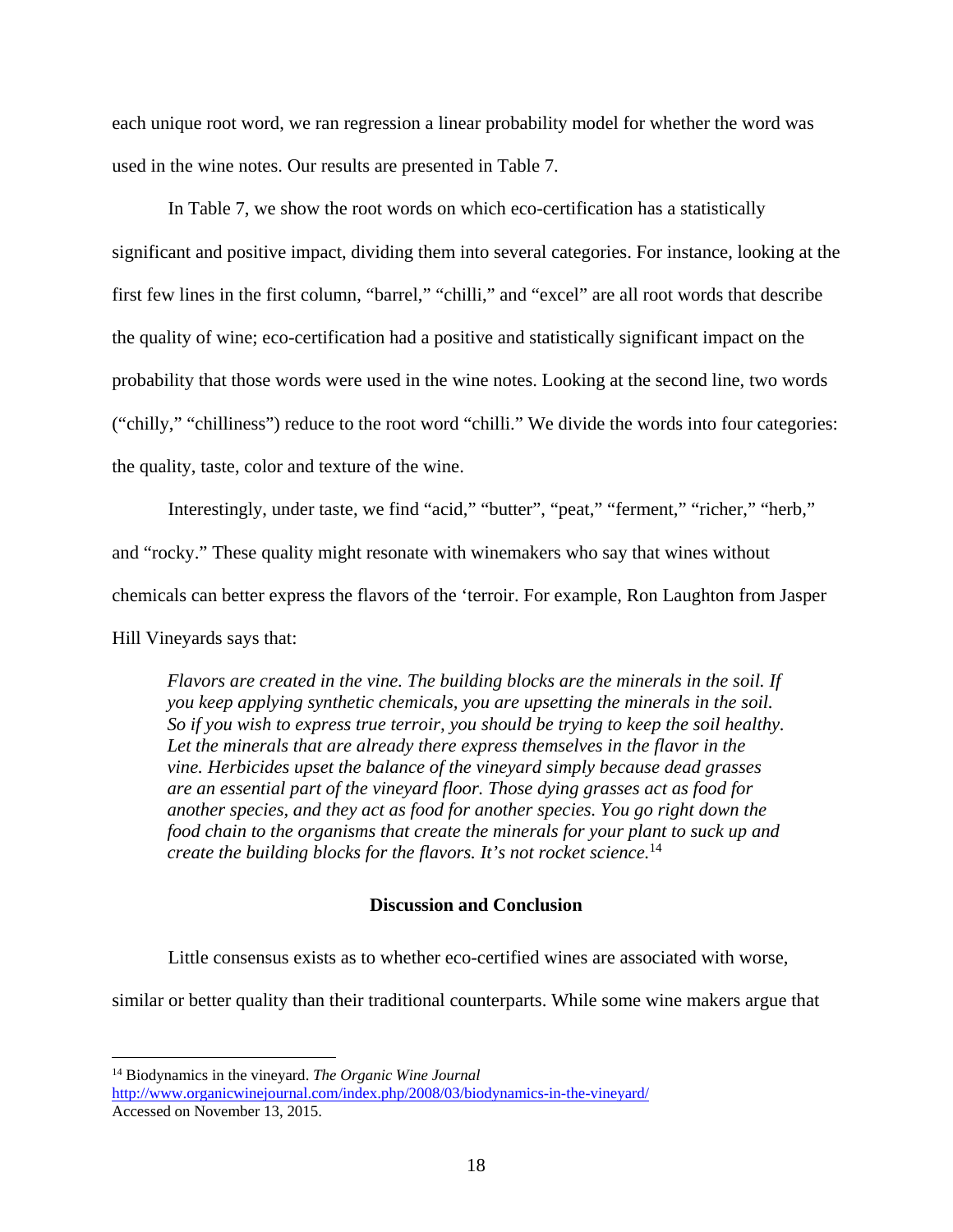each unique root word, we ran regression a linear probability model for whether the word was used in the wine notes. Our results are presented in Table 7.

In Table 7, we show the root words on which eco-certification has a statistically significant and positive impact, dividing them into several categories. For instance, looking at the first few lines in the first column, "barrel," "chilli," and "excel" are all root words that describe the quality of wine; eco-certification had a positive and statistically significant impact on the probability that those words were used in the wine notes. Looking at the second line, two words ("chilly," "chilliness") reduce to the root word "chilli." We divide the words into four categories: the quality, taste, color and texture of the wine.

Interestingly, under taste, we find "acid," "butter", "peat," "ferment," "richer," "herb," and "rocky." These quality might resonate with winemakers who say that wines without chemicals can better express the flavors of the 'terroir. For example, Ron Laughton from Jasper Hill Vineyards says that:

> *Flavors are created in the vine. The building blocks are the minerals in the soil. If you keep applying synthetic chemicals, you are upsetting the minerals in the soil. So if you wish to express true terroir, you should be trying to keep the soil healthy. Let the minerals that are already there express themselves in the flavor in the vine. Herbicides upset the balance of the vineyard simply because dead grasses are an essential part of the vineyard floor. Those dying grasses act as food for another species, and they act as food for another species. You go right down the food chain to the organisms that create the minerals for your plant to suck up and create the building blocks for the flavors. It's not rocket science.*[14]

## Discussion and Conclusion

Little consensus exists as to whether eco-certified wines are associated with worse, similar or better quality than their traditional counterparts. While some wine makers argue that

---

[14] Biodynamics in the vineyard. *The Organic Wine Journal* http://www.organicwinejournal.com/index.php/2008/03/biodynamics-in-the-vineyard/ Accessed on November 13, 2015.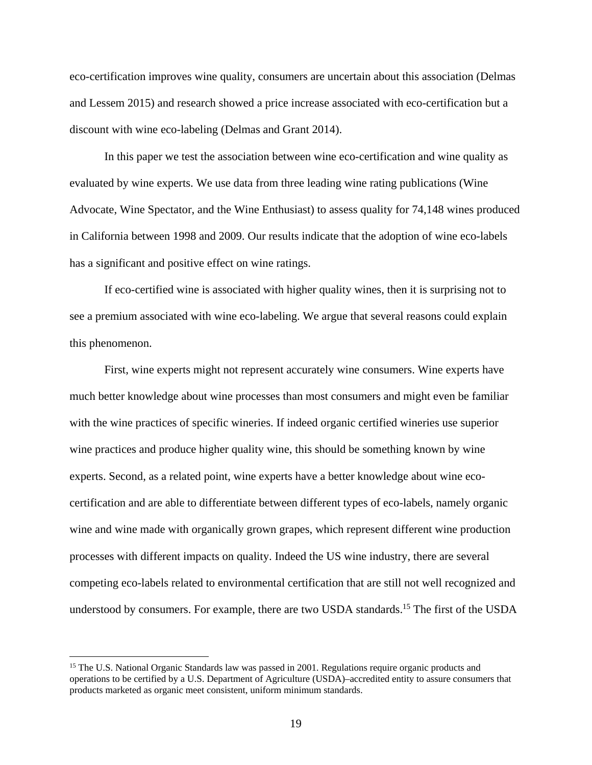eco-certification improves wine quality, consumers are uncertain about this association (Delmas and Lessem 2015) and research showed a price increase associated with eco-certification but a discount with wine eco-labeling (Delmas and Grant 2014).

In this paper we test the association between wine eco-certification and wine quality as evaluated by wine experts. We use data from three leading wine rating publications (Wine Advocate, Wine Spectator, and the Wine Enthusiast) to assess quality for 74,148 wines produced in California between 1998 and 2009. Our results indicate that the adoption of wine eco-labels has a significant and positive effect on wine ratings.

If eco-certified wine is associated with higher quality wines, then it is surprising not to see a premium associated with wine eco-labeling. We argue that several reasons could explain this phenomenon.

First, wine experts might not represent accurately wine consumers. Wine experts have much better knowledge about wine processes than most consumers and might even be familiar with the wine practices of specific wineries. If indeed organic certified wineries use superior wine practices and produce higher quality wine, this should be something known by wine experts. Second, as a related point, wine experts have a better knowledge about wine eco-certification and are able to differentiate between different types of eco-labels, namely organic wine and wine made with organically grown grapes, which represent different wine production processes with different impacts on quality. Indeed the US wine industry, there are several competing eco-labels related to environmental certification that are still not well recognized and understood by consumers. For example, there are two USDA standards.[15] The first of the USDA

[15] The U.S. National Organic Standards law was passed in 2001. Regulations require organic products and operations to be certified by a U.S. Department of Agriculture (USDA)–accredited entity to assure consumers that products marketed as organic meet consistent, uniform minimum standards.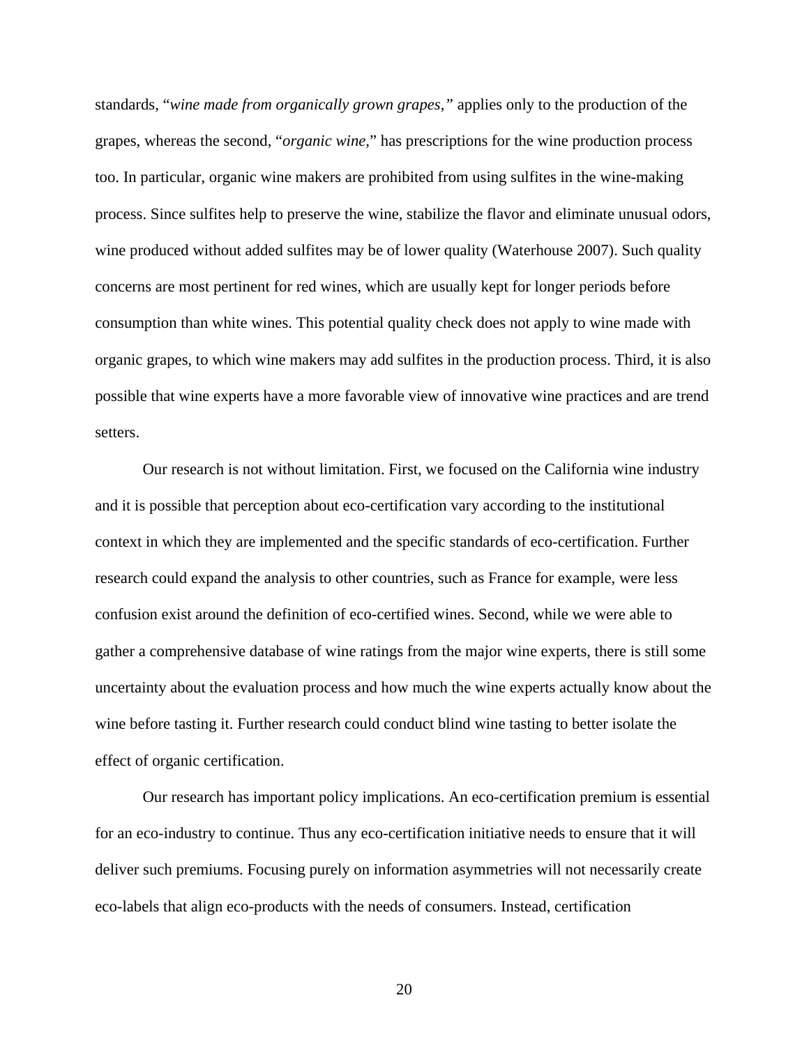standards, "*wine made from organically grown grapes,*" applies only to the production of the grapes, whereas the second, "*organic wine*," has prescriptions for the wine production process too. In particular, organic wine makers are prohibited from using sulfites in the wine-making process. Since sulfites help to preserve the wine, stabilize the flavor and eliminate unusual odors, wine produced without added sulfites may be of lower quality (Waterhouse 2007). Such quality concerns are most pertinent for red wines, which are usually kept for longer periods before consumption than white wines. This potential quality check does not apply to wine made with organic grapes, to which wine makers may add sulfites in the production process. Third, it is also possible that wine experts have a more favorable view of innovative wine practices and are trend setters.

Our research is not without limitation. First, we focused on the California wine industry and it is possible that perception about eco-certification vary according to the institutional context in which they are implemented and the specific standards of eco-certification. Further research could expand the analysis to other countries, such as France for example, were less confusion exist around the definition of eco-certified wines. Second, while we were able to gather a comprehensive database of wine ratings from the major wine experts, there is still some uncertainty about the evaluation process and how much the wine experts actually know about the wine before tasting it. Further research could conduct blind wine tasting to better isolate the effect of organic certification.

Our research has important policy implications. An eco-certification premium is essential for an eco-industry to continue. Thus any eco-certification initiative needs to ensure that it will deliver such premiums. Focusing purely on information asymmetries will not necessarily create eco-labels that align eco-products with the needs of consumers. Instead, certification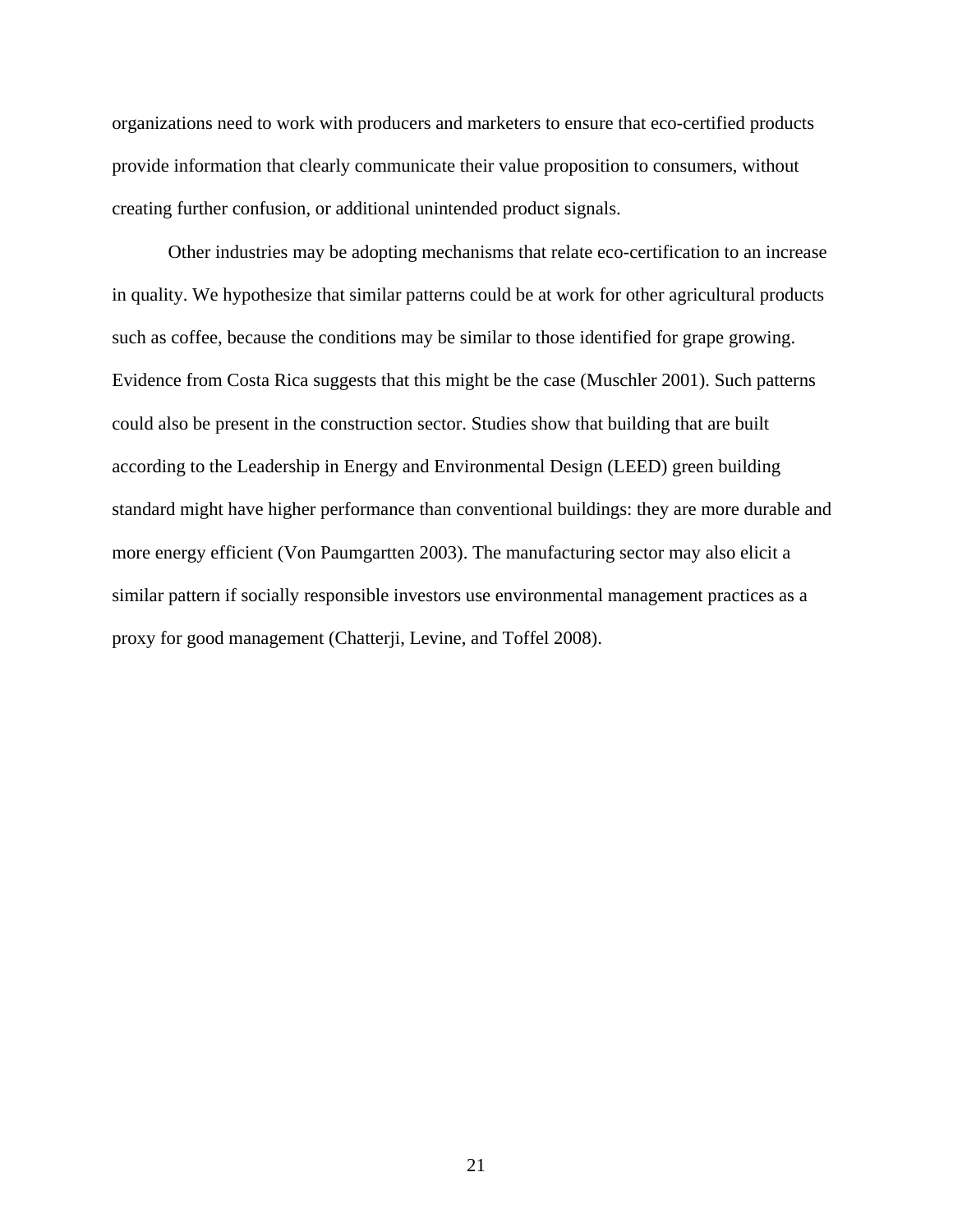organizations need to work with producers and marketers to ensure that eco-certified products provide information that clearly communicate their value proposition to consumers, without creating further confusion, or additional unintended product signals.

Other industries may be adopting mechanisms that relate eco-certification to an increase in quality. We hypothesize that similar patterns could be at work for other agricultural products such as coffee, because the conditions may be similar to those identified for grape growing. Evidence from Costa Rica suggests that this might be the case (Muschler 2001). Such patterns could also be present in the construction sector. Studies show that building that are built according to the Leadership in Energy and Environmental Design (LEED) green building standard might have higher performance than conventional buildings: they are more durable and more energy efficient (Von Paumgartten 2003). The manufacturing sector may also elicit a similar pattern if socially responsible investors use environmental management practices as a proxy for good management (Chatterji, Levine, and Toffel 2008).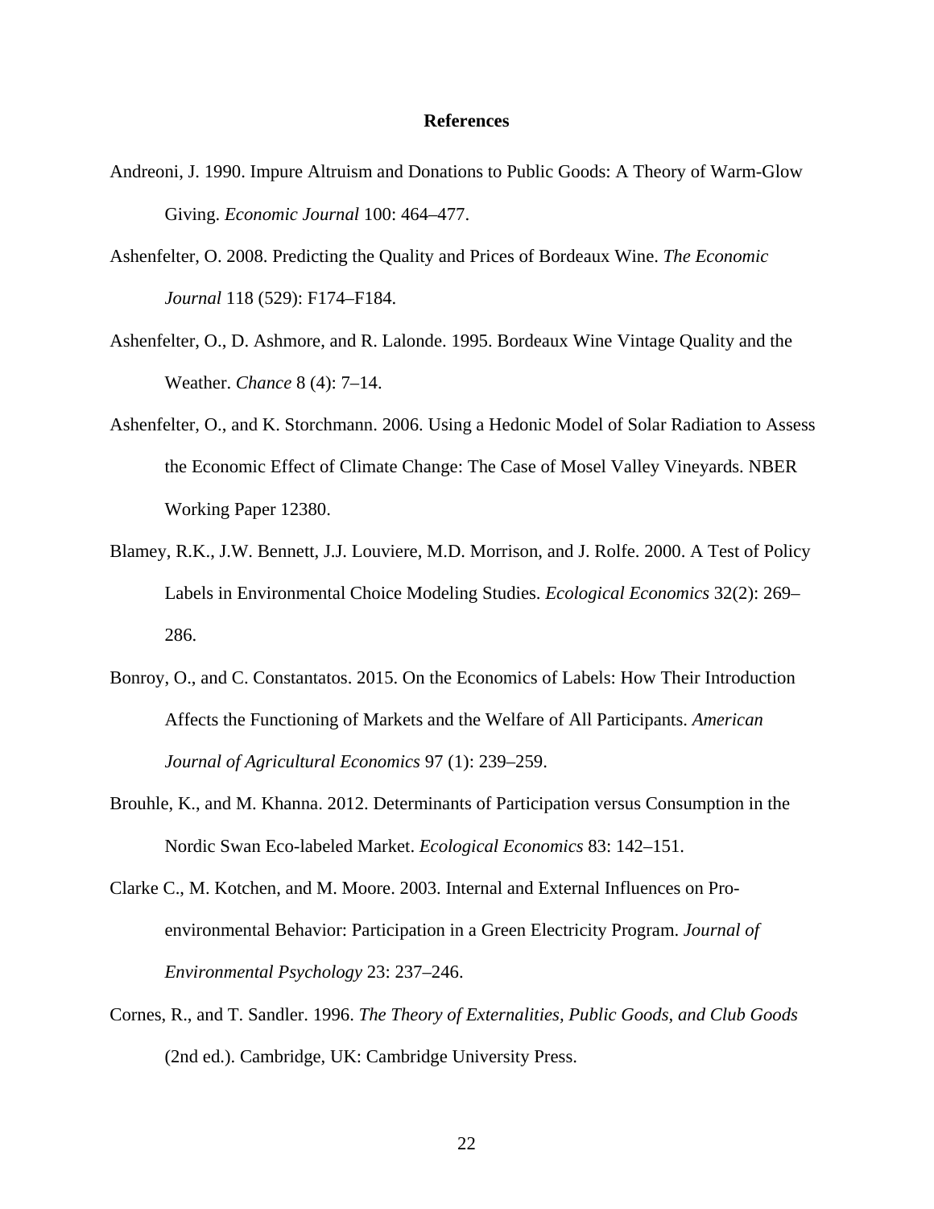## References

Andreoni, J. 1990. Impure Altruism and Donations to Public Goods: A Theory of Warm-Glow Giving. *Economic Journal* 100: 464–477.

Ashenfelter, O. 2008. Predicting the Quality and Prices of Bordeaux Wine. *The Economic Journal* 118 (529): F174–F184.

Ashenfelter, O., D. Ashmore, and R. Lalonde. 1995. Bordeaux Wine Vintage Quality and the Weather. *Chance* 8 (4): 7–14.

Ashenfelter, O., and K. Storchmann. 2006. Using a Hedonic Model of Solar Radiation to Assess the Economic Effect of Climate Change: The Case of Mosel Valley Vineyards. NBER Working Paper 12380.

Blamey, R.K., J.W. Bennett, J.J. Louviere, M.D. Morrison, and J. Rolfe. 2000. A Test of Policy Labels in Environmental Choice Modeling Studies. *Ecological Economics* 32(2): 269–286.

Bonroy, O., and C. Constantatos. 2015. On the Economics of Labels: How Their Introduction Affects the Functioning of Markets and the Welfare of All Participants. *American Journal of Agricultural Economics* 97 (1): 239–259.

Brouhle, K., and M. Khanna. 2012. Determinants of Participation versus Consumption in the Nordic Swan Eco-labeled Market. *Ecological Economics* 83: 142–151.

Clarke C., M. Kotchen, and M. Moore. 2003. Internal and External Influences on Pro-environmental Behavior: Participation in a Green Electricity Program. *Journal of Environmental Psychology* 23: 237–246.

Cornes, R., and T. Sandler. 1996. *The Theory of Externalities, Public Goods, and Club Goods* (2nd ed.). Cambridge, UK: Cambridge University Press.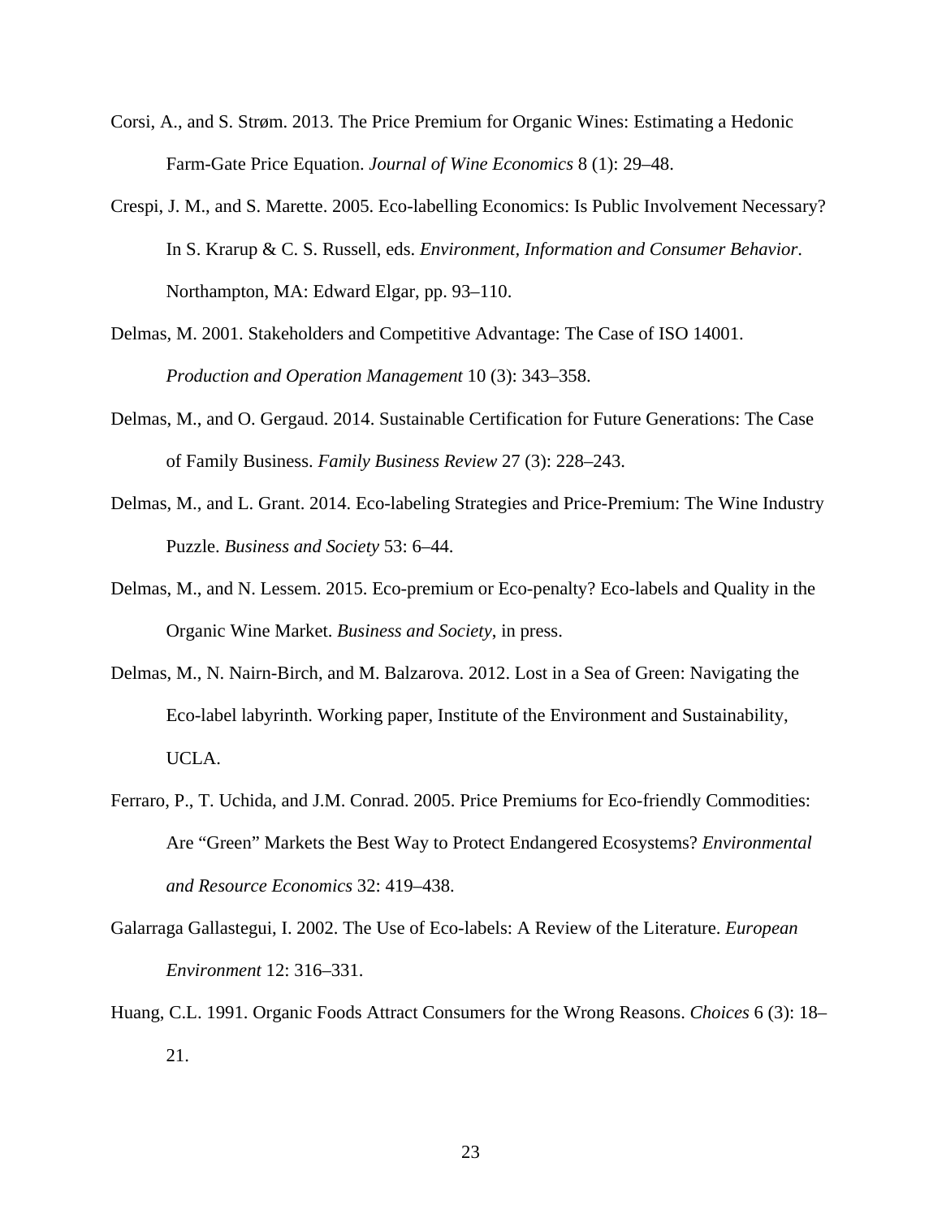Corsi, A., and S. Strøm. 2013. The Price Premium for Organic Wines: Estimating a Hedonic Farm-Gate Price Equation. *Journal of Wine Economics* 8 (1): 29–48.

Crespi, J. M., and S. Marette. 2005. Eco-labelling Economics: Is Public Involvement Necessary? In S. Krarup & C. S. Russell, eds. *Environment, Information and Consumer Behavior*. Northampton, MA: Edward Elgar, pp. 93–110.

Delmas, M. 2001. Stakeholders and Competitive Advantage: The Case of ISO 14001. *Production and Operation Management* 10 (3): 343–358.

Delmas, M., and O. Gergaud. 2014. Sustainable Certification for Future Generations: The Case of Family Business. *Family Business Review* 27 (3): 228–243.

Delmas, M., and L. Grant. 2014. Eco-labeling Strategies and Price-Premium: The Wine Industry Puzzle. *Business and Society* 53: 6–44.

Delmas, M., and N. Lessem. 2015. Eco-premium or Eco-penalty? Eco-labels and Quality in the Organic Wine Market. *Business and Society*, in press.

Delmas, M., N. Nairn-Birch, and M. Balzarova. 2012. Lost in a Sea of Green: Navigating the Eco-label labyrinth. Working paper, Institute of the Environment and Sustainability, UCLA.

Ferraro, P., T. Uchida, and J.M. Conrad. 2005. Price Premiums for Eco-friendly Commodities: Are "Green" Markets the Best Way to Protect Endangered Ecosystems? *Environmental and Resource Economics* 32: 419–438.

Galarraga Gallastegui, I. 2002. The Use of Eco-labels: A Review of the Literature. *European Environment* 12: 316–331.

Huang, C.L. 1991. Organic Foods Attract Consumers for the Wrong Reasons. *Choices* 6 (3): 18–21.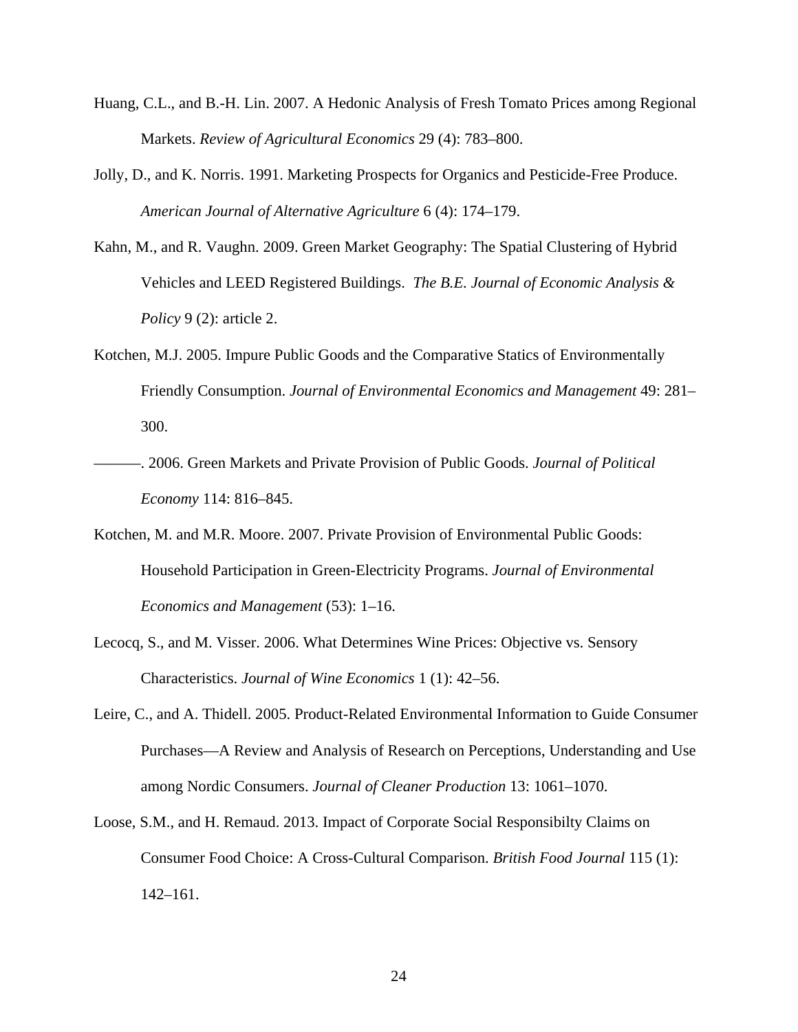Huang, C.L., and B.-H. Lin. 2007. A Hedonic Analysis of Fresh Tomato Prices among Regional Markets. *Review of Agricultural Economics* 29 (4): 783–800.

Jolly, D., and K. Norris. 1991. Marketing Prospects for Organics and Pesticide-Free Produce. *American Journal of Alternative Agriculture* 6 (4): 174–179.

Kahn, M., and R. Vaughn. 2009. Green Market Geography: The Spatial Clustering of Hybrid Vehicles and LEED Registered Buildings. *The B.E. Journal of Economic Analysis & Policy* 9 (2): article 2.

Kotchen, M.J. 2005. Impure Public Goods and the Comparative Statics of Environmentally Friendly Consumption. *Journal of Environmental Economics and Management* 49: 281–300.

———. 2006. Green Markets and Private Provision of Public Goods. *Journal of Political Economy* 114: 816–845.

Kotchen, M. and M.R. Moore. 2007. Private Provision of Environmental Public Goods: Household Participation in Green-Electricity Programs. *Journal of Environmental Economics and Management* (53): 1–16.

Lecocq, S., and M. Visser. 2006. What Determines Wine Prices: Objective vs. Sensory Characteristics. *Journal of Wine Economics* 1 (1): 42–56.

Leire, C., and A. Thidell. 2005. Product-Related Environmental Information to Guide Consumer Purchases—A Review and Analysis of Research on Perceptions, Understanding and Use among Nordic Consumers. *Journal of Cleaner Production* 13: 1061–1070.

Loose, S.M., and H. Remaud. 2013. Impact of Corporate Social Responsibilty Claims on Consumer Food Choice: A Cross-Cultural Comparison. *British Food Journal* 115 (1): 142–161.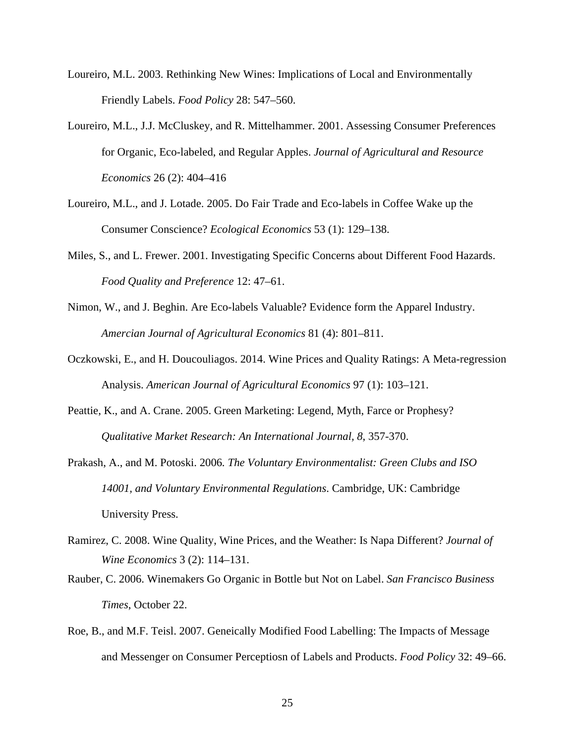Loureiro, M.L. 2003. Rethinking New Wines: Implications of Local and Environmentally Friendly Labels. *Food Policy* 28: 547–560.

Loureiro, M.L., J.J. McCluskey, and R. Mittelhammer. 2001. Assessing Consumer Preferences for Organic, Eco-labeled, and Regular Apples. *Journal of Agricultural and Resource Economics* 26 (2): 404–416

Loureiro, M.L., and J. Lotade. 2005. Do Fair Trade and Eco-labels in Coffee Wake up the Consumer Conscience? *Ecological Economics* 53 (1): 129–138.

Miles, S., and L. Frewer. 2001. Investigating Specific Concerns about Different Food Hazards. *Food Quality and Preference* 12: 47–61.

Nimon, W., and J. Beghin. Are Eco-labels Valuable? Evidence form the Apparel Industry. *Amercian Journal of Agricultural Economics* 81 (4): 801–811.

Oczkowski, E., and H. Doucouliagos. 2014. Wine Prices and Quality Ratings: A Meta-regression Analysis. *American Journal of Agricultural Economics* 97 (1): 103–121.

Peattie, K., and A. Crane. 2005. Green Marketing: Legend, Myth, Farce or Prophesy? *Qualitative Market Research: An International Journal, 8*, 357-370.

Prakash, A., and M. Potoski. 2006. *The Voluntary Environmentalist: Green Clubs and ISO 14001, and Voluntary Environmental Regulations*. Cambridge, UK: Cambridge University Press.

Ramirez, C. 2008. Wine Quality, Wine Prices, and the Weather: Is Napa Different? *Journal of Wine Economics* 3 (2): 114–131.

Rauber, C. 2006. Winemakers Go Organic in Bottle but Not on Label. *San Francisco Business Times*, October 22.

Roe, B., and M.F. Teisl. 2007. Geneically Modified Food Labelling: The Impacts of Message and Messenger on Consumer Perceptiosn of Labels and Products. *Food Policy* 32: 49–66.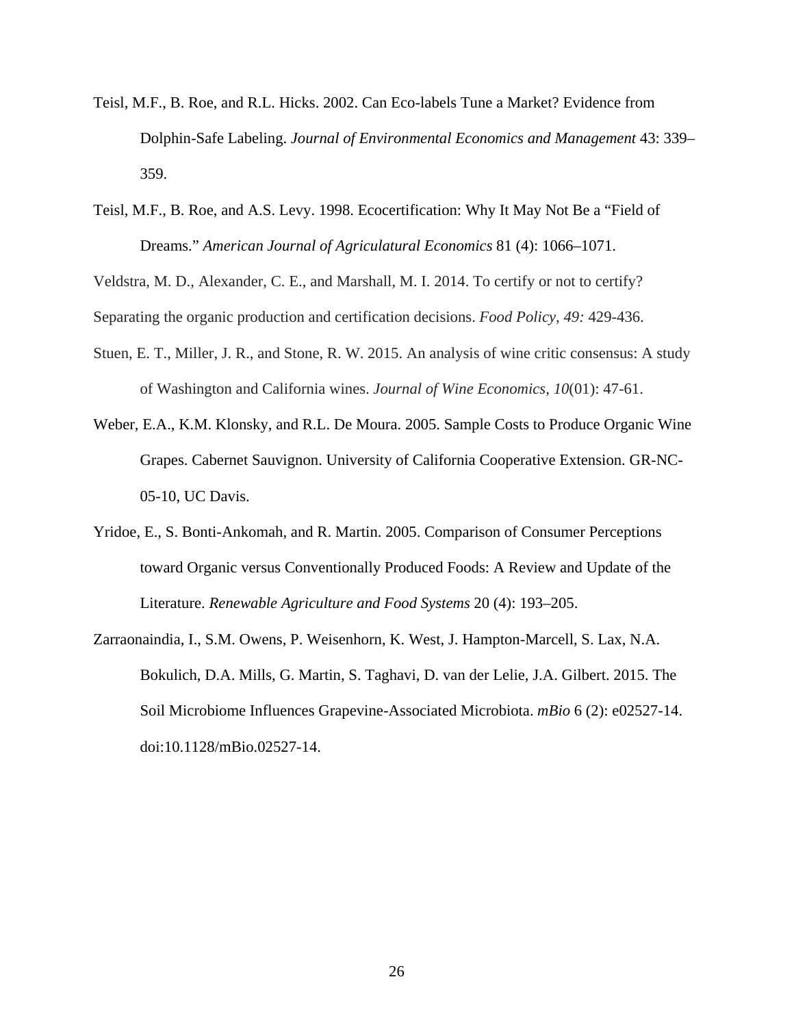Teisl, M.F., B. Roe, and R.L. Hicks. 2002. Can Eco-labels Tune a Market? Evidence from Dolphin-Safe Labeling. *Journal of Environmental Economics and Management* 43: 339–359.

Teisl, M.F., B. Roe, and A.S. Levy. 1998. Ecocertification: Why It May Not Be a "Field of Dreams." *American Journal of Agriculatural Economics* 81 (4): 1066–1071.

Veldstra, M. D., Alexander, C. E., and Marshall, M. I. 2014. To certify or not to certify? Separating the organic production and certification decisions. *Food Policy*, *49:* 429-436.

Stuen, E. T., Miller, J. R., and Stone, R. W. 2015. An analysis of wine critic consensus: A study of Washington and California wines. *Journal of Wine Economics*, *10*(01): 47-61.

Weber, E.A., K.M. Klonsky, and R.L. De Moura. 2005. Sample Costs to Produce Organic Wine Grapes. Cabernet Sauvignon. University of California Cooperative Extension. GR-NC-05-10, UC Davis.

Yridoe, E., S. Bonti-Ankomah, and R. Martin. 2005. Comparison of Consumer Perceptions toward Organic versus Conventionally Produced Foods: A Review and Update of the Literature. *Renewable Agriculture and Food Systems* 20 (4): 193–205.

Zarraonaindia, I., S.M. Owens, P. Weisenhorn, K. West, J. Hampton-Marcell, S. Lax, N.A. Bokulich, D.A. Mills, G. Martin, S. Taghavi, D. van der Lelie, J.A. Gilbert. 2015. The Soil Microbiome Influences Grapevine-Associated Microbiota. *mBio* 6 (2): e02527-14. doi:10.1128/mBio.02527-14.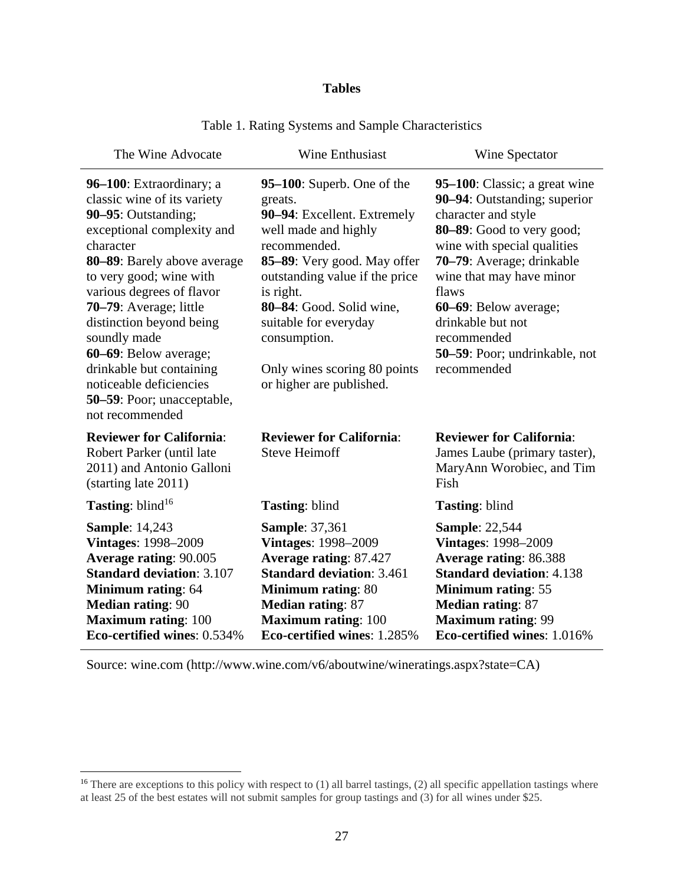**Tables**

Table 1. Rating Systems and Sample Characteristics

| The Wine Advocate | Wine Enthusiast | Wine Spectator |
|---|---|---|
| **96–100**: Extraordinary; a classic wine of its variety<br>**90–95**: Outstanding; exceptional complexity and character<br>**80–89**: Barely above average to very good; wine with various degrees of flavor<br>**70–79**: Average; little distinction beyond being soundly made<br>**60–69**: Below average; drinkable but containing noticeable deficiencies<br>**50–59**: Poor; unacceptable, not recommended | **95–100**: Superb. One of the greats.<br>**90–94**: Excellent. Extremely well made and highly recommended.<br>**85–89**: Very good. May offer outstanding value if the price is right.<br>**80–84**: Good. Solid wine, suitable for everyday consumption.<br><br>Only wines scoring 80 points or higher are published. | **95–100**: Classic; a great wine<br>**90–94**: Outstanding; superior character and style<br>**80–89**: Good to very good; wine with special qualities<br>**70–79**: Average; drinkable wine that may have minor flaws<br>**60–69**: Below average; drinkable but not recommended<br>**50–59**: Poor; undrinkable, not recommended |
| **Reviewer for California**: Robert Parker (until late 2011) and Antonio Galloni (starting late 2011) | **Reviewer for California**: Steve Heimoff | **Reviewer for California**: James Laube (primary taster), MaryAnn Worobiec, and Tim Fish |
| **Tasting**: blind[16] | **Tasting**: blind | **Tasting**: blind |
| **Sample**: 14,243<br>**Vintages**: 1998–2009<br>**Average rating**: 90.005<br>**Standard deviation**: 3.107<br>**Minimum rating**: 64<br>**Median rating**: 90<br>**Maximum rating**: 100<br>**Eco-certified wines**: 0.534% | **Sample**: 37,361<br>**Vintages**: 1998–2009<br>**Average rating**: 87.427<br>**Standard deviation**: 3.461<br>**Minimum rating**: 80<br>**Median rating**: 87<br>**Maximum rating**: 100<br>**Eco-certified wines**: 1.285% | **Sample**: 22,544<br>**Vintages**: 1998–2009<br>**Average rating**: 86.388<br>**Standard deviation**: 4.138<br>**Minimum rating**: 55<br>**Median rating**: 87<br>**Maximum rating**: 99<br>**Eco-certified wines**: 1.016% |

Source: wine.com (http://www.wine.com/v6/aboutwine/wineratings.aspx?state=CA)

[16] There are exceptions to this policy with respect to (1) all barrel tastings, (2) all specific appellation tastings where at least 25 of the best estates will not submit samples for group tastings and (3) for all wines under $25.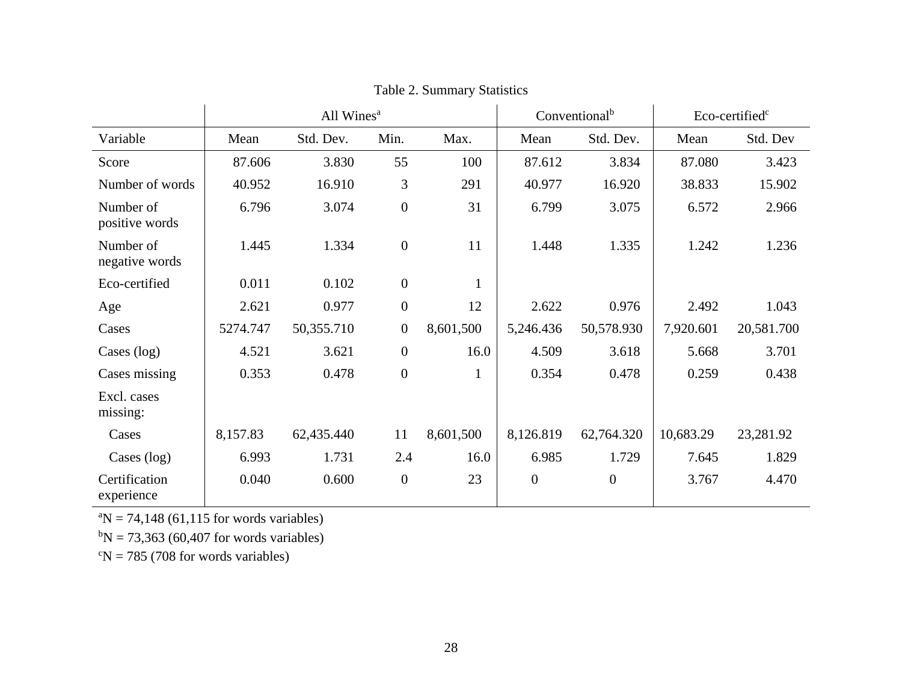Table 2. Summary Statistics

| | All Wines[a] | | | | Conventional[b] | | Eco-certified[c] | |
|---|---|---|---|---|---|---|---|---|
| Variable | Mean | Std. Dev. | Min. | Max. | Mean | Std. Dev. | Mean | Std. Dev |
| Score | 87.606 | 3.830 | 55 | 100 | 87.612 | 3.834 | 87.080 | 3.423 |
| Number of words | 40.952 | 16.910 | 3 | 291 | 40.977 | 16.920 | 38.833 | 15.902 |
| Number of positive words | 6.796 | 3.074 | 0 | 31 | 6.799 | 3.075 | 6.572 | 2.966 |
| Number of negative words | 1.445 | 1.334 | 0 | 11 | 1.448 | 1.335 | 1.242 | 1.236 |
| Eco-certified | 0.011 | 0.102 | 0 | 1 | | | | |
| Age | 2.621 | 0.977 | 0 | 12 | 2.622 | 0.976 | 2.492 | 1.043 |
| Cases | 5274.747 | 50,355.710 | 0 | 8,601,500 | 5,246.436 | 50,578.930 | 7,920.601 | 20,581.700 |
| Cases (log) | 4.521 | 3.621 | 0 | 16.0 | 4.509 | 3.618 | 5.668 | 3.701 |
| Cases missing | 0.353 | 0.478 | 0 | 1 | 0.354 | 0.478 | 0.259 | 0.438 |
| Excl. cases missing: | | | | | | | | |
| Cases | 8,157.83 | 62,435.440 | 11 | 8,601,500 | 8,126.819 | 62,764.320 | 10,683.29 | 23,281.92 |
| Cases (log) | 6.993 | 1.731 | 2.4 | 16.0 | 6.985 | 1.729 | 7.645 | 1.829 |
| Certification experience | 0.040 | 0.600 | 0 | 23 | 0 | 0 | 3.767 | 4.470 |

[a]N = 74,148 (61,115 for words variables)

[b]N = 73,363 (60,407 for words variables)

[c]N = 785 (708 for words variables)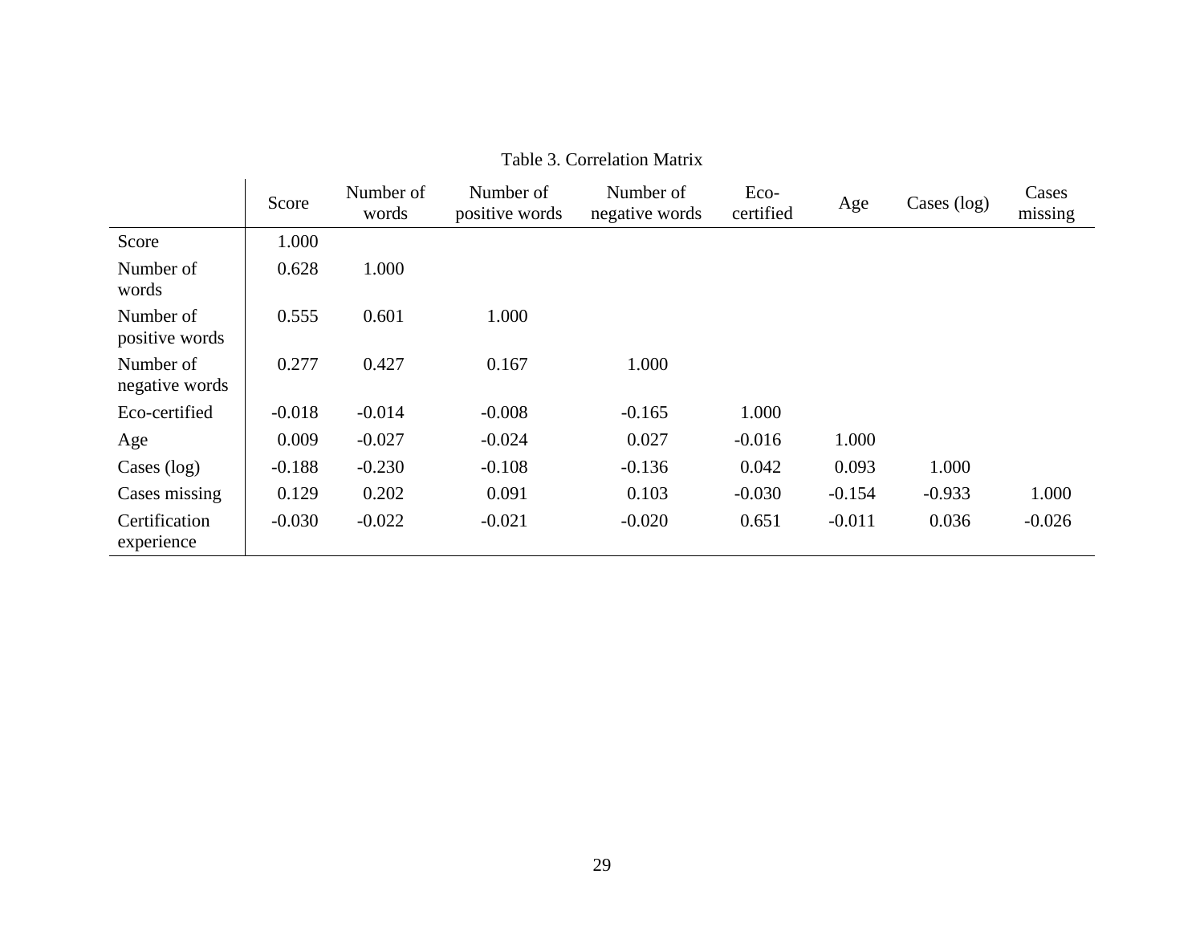Table 3. Correlation Matrix

| | Score | Number of words | Number of positive words | Number of negative words | Eco-certified | Age | Cases (log) | Cases missing |
|---|---|---|---|---|---|---|---|---|
| Score | 1.000 | | | | | | | |
| Number of words | 0.628 | 1.000 | | | | | | |
| Number of positive words | 0.555 | 0.601 | 1.000 | | | | | |
| Number of negative words | 0.277 | 0.427 | 0.167 | 1.000 | | | | |
| Eco-certified | -0.018 | -0.014 | -0.008 | -0.165 | 1.000 | | | |
| Age | 0.009 | -0.027 | -0.024 | 0.027 | -0.016 | 1.000 | | |
| Cases (log) | -0.188 | -0.230 | -0.108 | -0.136 | 0.042 | 0.093 | 1.000 | |
| Cases missing | 0.129 | 0.202 | 0.091 | 0.103 | -0.030 | -0.154 | -0.933 | 1.000 |
| Certification experience | -0.030 | -0.022 | -0.021 | -0.020 | 0.651 | -0.011 | 0.036 | -0.026 |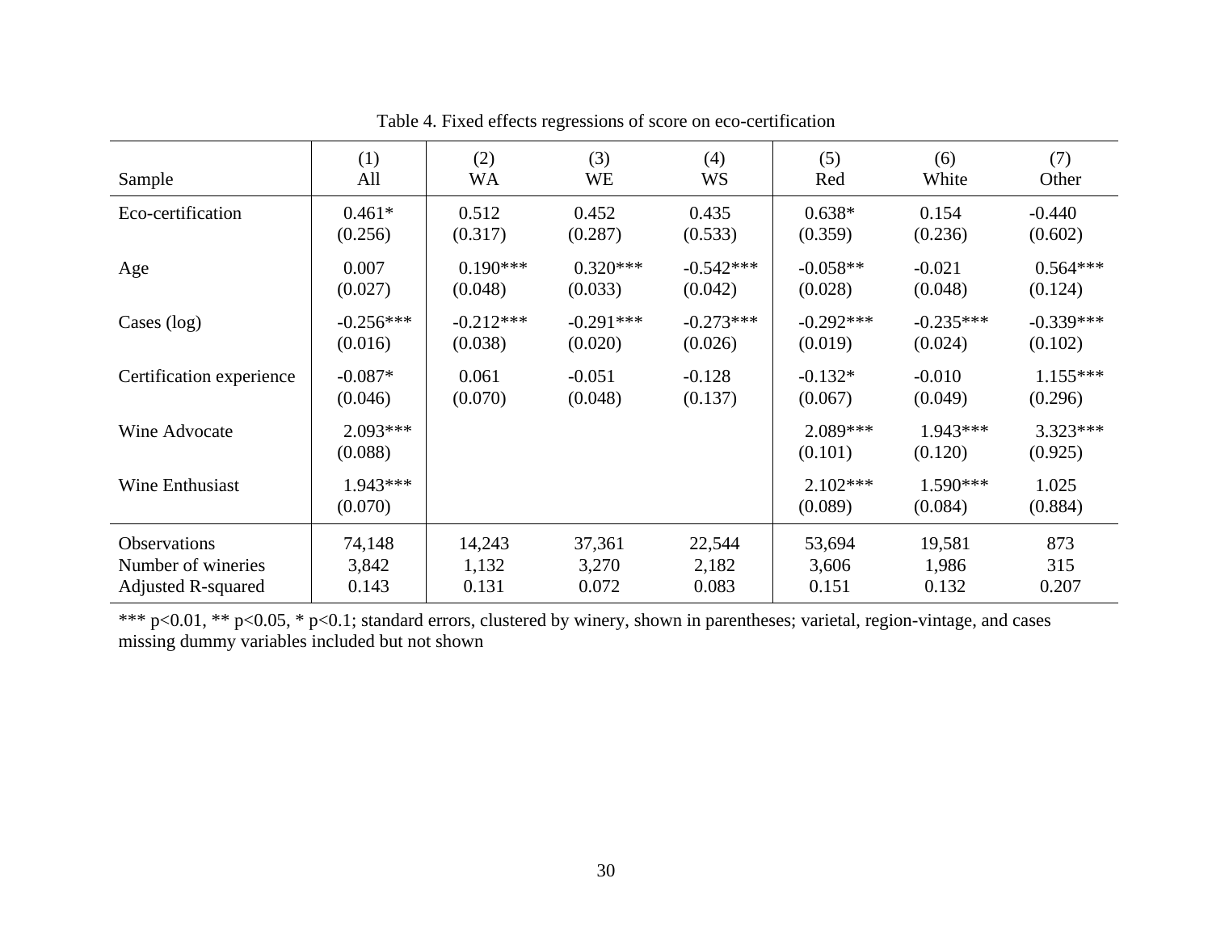Table 4. Fixed effects regressions of score on eco-certification

| Sample | (1)<br>All | (2)<br>WA | (3)<br>WE | (4)<br>WS | (5)<br>Red | (6)<br>White | (7)<br>Other |
|---|---|---|---|---|---|---|---|
| Eco-certification | 0.461*<br>(0.256) | 0.512<br>(0.317) | 0.452<br>(0.287) | 0.435<br>(0.533) | 0.638*<br>(0.359) | 0.154<br>(0.236) | -0.440<br>(0.602) |
| Age | 0.007<br>(0.027) | 0.190***<br>(0.048) | 0.320***<br>(0.033) | -0.542***<br>(0.042) | -0.058**<br>(0.028) | -0.021<br>(0.048) | 0.564***<br>(0.124) |
| Cases (log) | -0.256***<br>(0.016) | -0.212***<br>(0.038) | -0.291***<br>(0.020) | -0.273***<br>(0.026) | -0.292***<br>(0.019) | -0.235***<br>(0.024) | -0.339***<br>(0.102) |
| Certification experience | -0.087*<br>(0.046) | 0.061<br>(0.070) | -0.051<br>(0.048) | -0.128<br>(0.137) | -0.132*<br>(0.067) | -0.010<br>(0.049) | 1.155***<br>(0.296) |
| Wine Advocate | 2.093***<br>(0.088) | | | | 2.089***<br>(0.101) | 1.943***<br>(0.120) | 3.323***<br>(0.925) |
| Wine Enthusiast | 1.943***<br>(0.070) | | | | 2.102***<br>(0.089) | 1.590***<br>(0.084) | 1.025<br>(0.884) |
| Observations | 74,148 | 14,243 | 37,361 | 22,544 | 53,694 | 19,581 | 873 |
| Number of wineries | 3,842 | 1,132 | 3,270 | 2,182 | 3,606 | 1,986 | 315 |
| Adjusted R-squared | 0.143 | 0.131 | 0.072 | 0.083 | 0.151 | 0.132 | 0.207 |

*** p<0.01, ** p<0.05, * p<0.1; standard errors, clustered by winery, shown in parentheses; varietal, region-vintage, and cases missing dummy variables included but not shown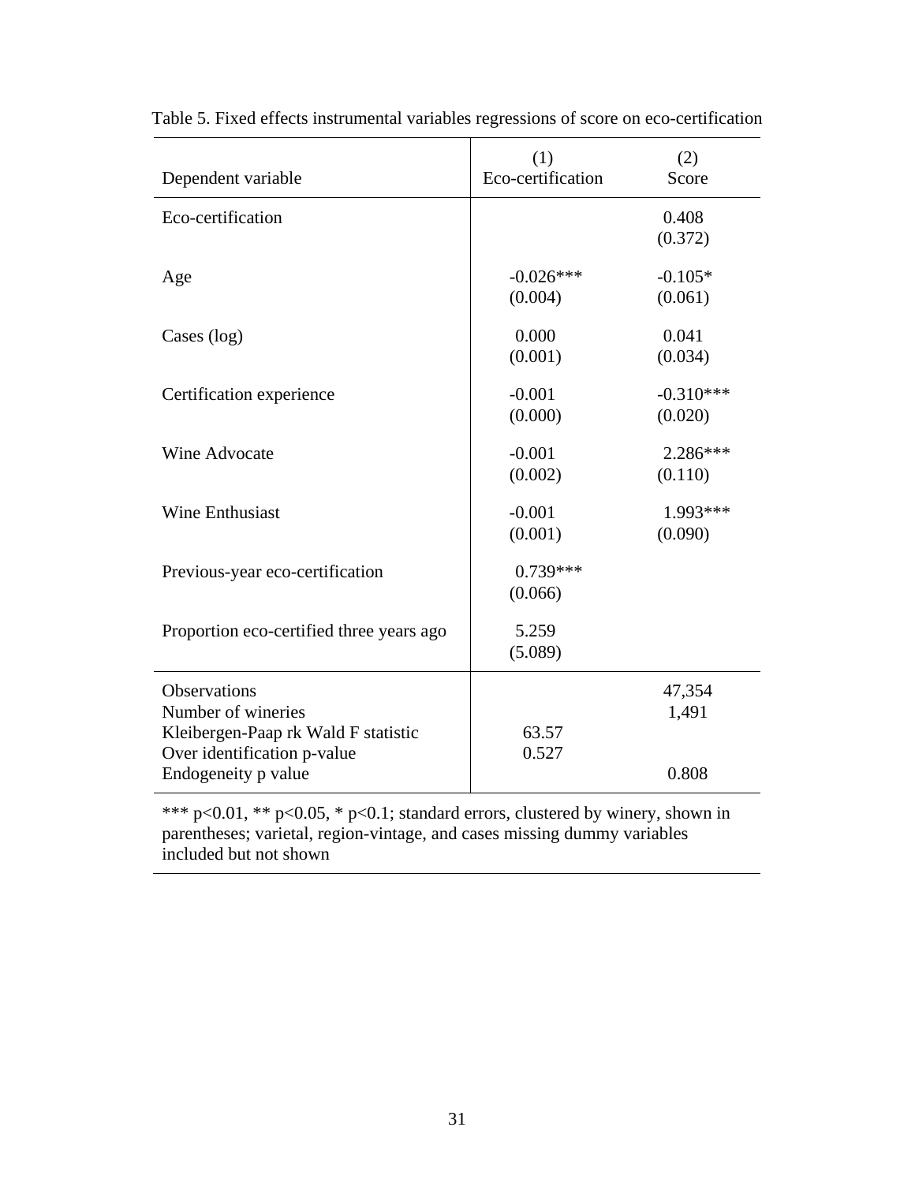Table 5. Fixed effects instrumental variables regressions of score on eco-certification

| Dependent variable | (1)<br>Eco-certification | (2)<br>Score |
|---|---|---|
| Eco-certification | | 0.408<br>(0.372) |
| Age | -0.026***<br>(0.004) | -0.105*<br>(0.061) |
| Cases (log) | 0.000<br>(0.001) | 0.041<br>(0.034) |
| Certification experience | -0.001<br>(0.000) | -0.310***<br>(0.020) |
| Wine Advocate | -0.001<br>(0.002) | 2.286***<br>(0.110) |
| Wine Enthusiast | -0.001<br>(0.001) | 1.993***<br>(0.090) |
| Previous-year eco-certification | 0.739***<br>(0.066) | |
| Proportion eco-certified three years ago | 5.259<br>(5.089) | |
| Observations | | 47,354 |
| Number of wineries | | 1,491 |
| Kleibergen-Paap rk Wald F statistic | 63.57 | |
| Over identification p-value | 0.527 | |
| Endogeneity p value | | 0.808 |

*** p<0.01, ** p<0.05, * p<0.1; standard errors, clustered by winery, shown in parentheses; varietal, region-vintage, and cases missing dummy variables included but not shown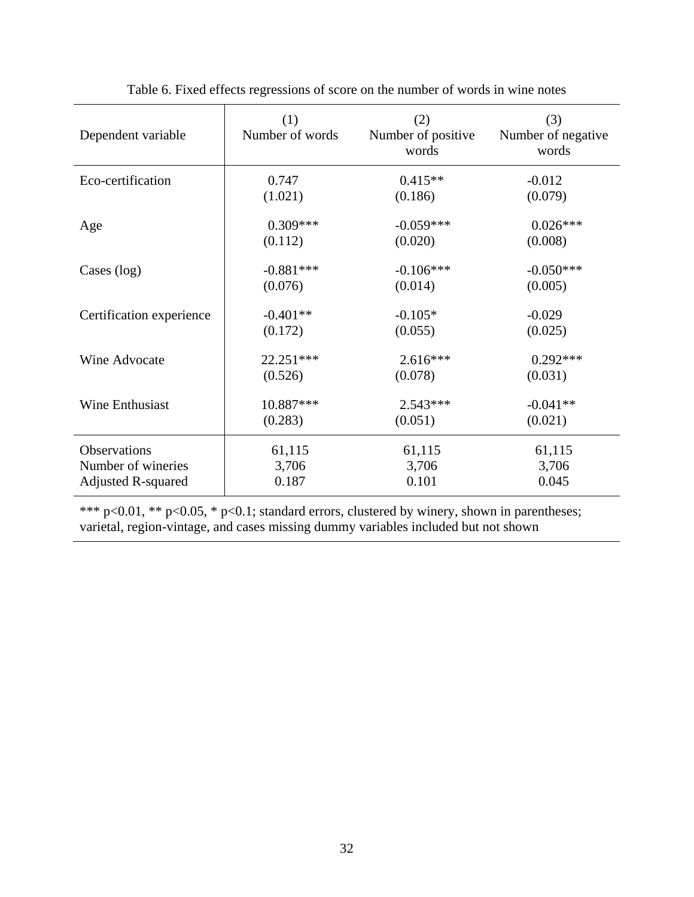Table 6. Fixed effects regressions of score on the number of words in wine notes

| Dependent variable | (1) Number of words | (2) Number of positive words | (3) Number of negative words |
|---|---|---|---|
| Eco-certification | 0.747 | 0.415** | -0.012 |
| | (1.021) | (0.186) | (0.079) |
| Age | 0.309*** | -0.059*** | 0.026*** |
| | (0.112) | (0.020) | (0.008) |
| Cases (log) | -0.881*** | -0.106*** | -0.050*** |
| | (0.076) | (0.014) | (0.005) |
| Certification experience | -0.401** | -0.105* | -0.029 |
| | (0.172) | (0.055) | (0.025) |
| Wine Advocate | 22.251*** | 2.616*** | 0.292*** |
| | (0.526) | (0.078) | (0.031) |
| Wine Enthusiast | 10.887*** | 2.543*** | -0.041** |
| | (0.283) | (0.051) | (0.021) |
| Observations | 61,115 | 61,115 | 61,115 |
| Number of wineries | 3,706 | 3,706 | 3,706 |
| Adjusted R-squared | 0.187 | 0.101 | 0.045 |

*** p<0.01, ** p<0.05, * p<0.1; standard errors, clustered by winery, shown in parentheses; varietal, region-vintage, and cases missing dummy variables included but not shown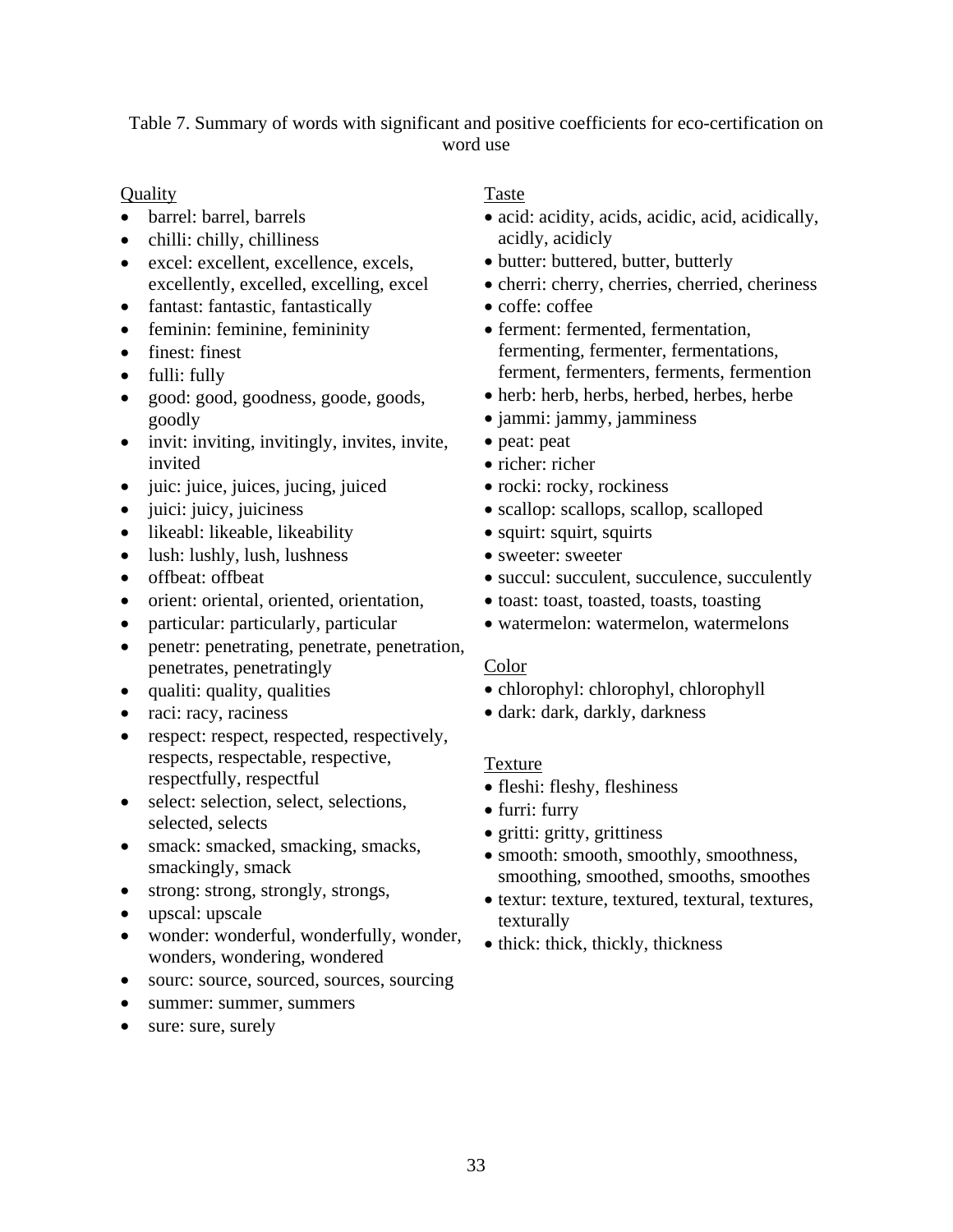Table 7. Summary of words with significant and positive coefficients for eco-certification on word use

Quality

- barrel: barrel, barrels
- chilli: chilly, chilliness
- excel: excellent, excellence, excels, excellently, excelled, excelling, excel
- fantast: fantastic, fantastically
- feminin: feminine, femininity
- finest: finest
- fulli: fully
- good: good, goodness, goode, goods, goodly
- invit: inviting, invitingly, invites, invite, invited
- juic: juice, juices, jucing, juiced
- juici: juicy, juiciness
- likeabl: likeable, likeability
- lush: lushly, lush, lushness
- offbeat: offbeat
- orient: oriental, oriented, orientation,
- particular: particularly, particular
- penetr: penetrating, penetrate, penetration, penetrates, penetratingly
- qualiti: quality, qualities
- raci: racy, raciness
- respect: respect, respected, respectively, respects, respectable, respective, respectfully, respectful
- select: selection, select, selections, selected, selects
- smack: smacked, smacking, smacks, smackingly, smack
- strong: strong, strongly, strongs,
- upscal: upscale
- wonder: wonderful, wonderfully, wonder, wonders, wondering, wondered
- sourc: source, sourced, sources, sourcing
- summer: summer, summers
- sure: sure, surely

Taste

- acid: acidity, acids, acidic, acid, acidically, acidly, acidicly
- butter: buttered, butter, butterly
- cherri: cherry, cherries, cherried, cheriness
- coffe: coffee
- ferment: fermented, fermentation, fermenting, fermenter, fermentations, ferment, fermenters, ferments, fermention
- herb: herb, herbs, herbed, herbes, herbe
- jammi: jammy, jamminess
- peat: peat
- richer: richer
- rocki: rocky, rockiness
- scallop: scallops, scallop, scalloped
- squirt: squirt, squirts
- sweeter: sweeter
- succul: succulent, succulence, succulently
- toast: toast, toasted, toasts, toasting
- watermelon: watermelon, watermelons

Color

- chlorophyl: chlorophyl, chlorophyll
- dark: dark, darkly, darkness

Texture

- fleshi: fleshy, fleshiness
- furri: furry
- gritti: gritty, grittiness
- smooth: smooth, smoothly, smoothness, smoothing, smoothed, smooths, smoothes
- textur: texture, textured, textural, textures, texturally
- thick: thick, thickly, thickness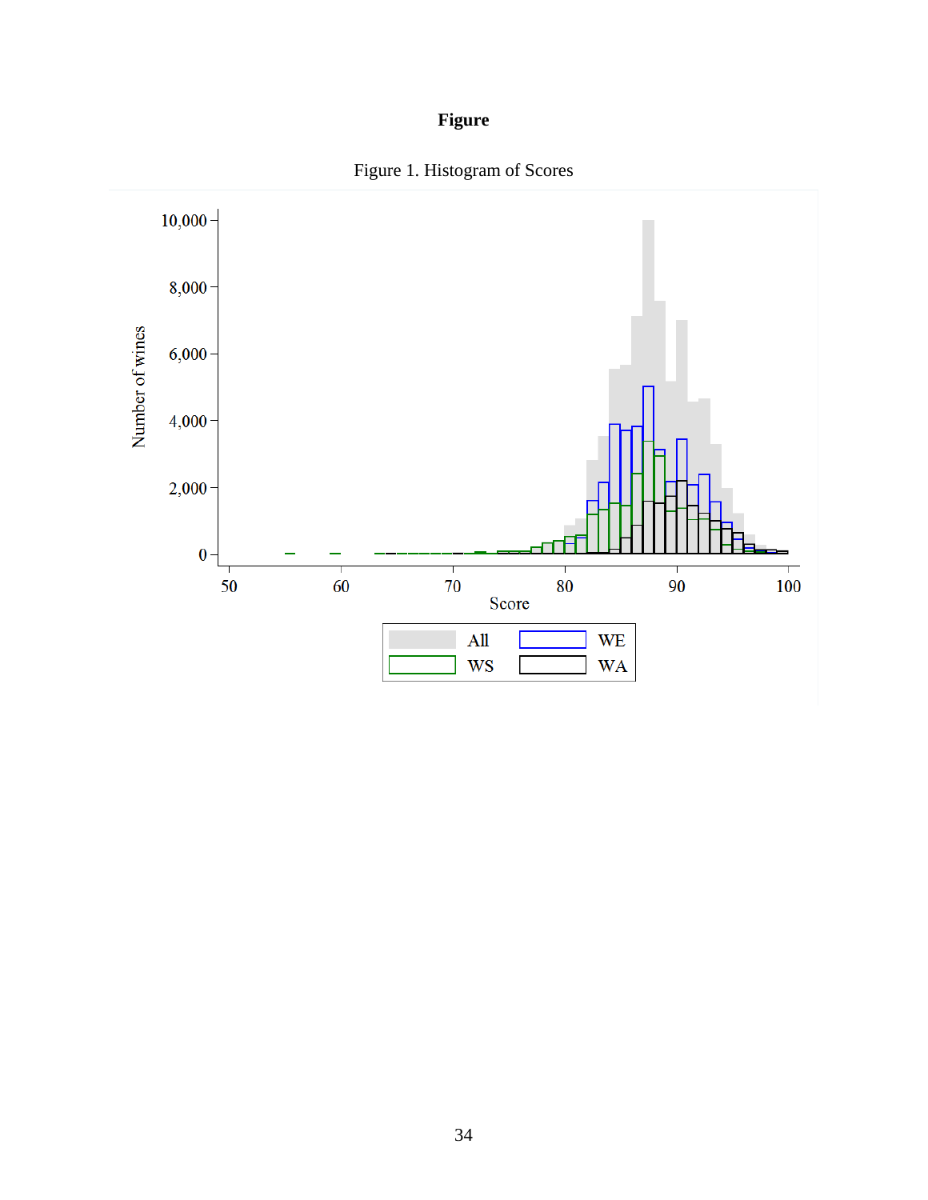**Figure**

Figure 1. Histogram of Scores

Number of wines

10,000
8,000
6,000
4,000
2,000
0

50 60 70 80 90 100

Score

All
WE
WS
WA